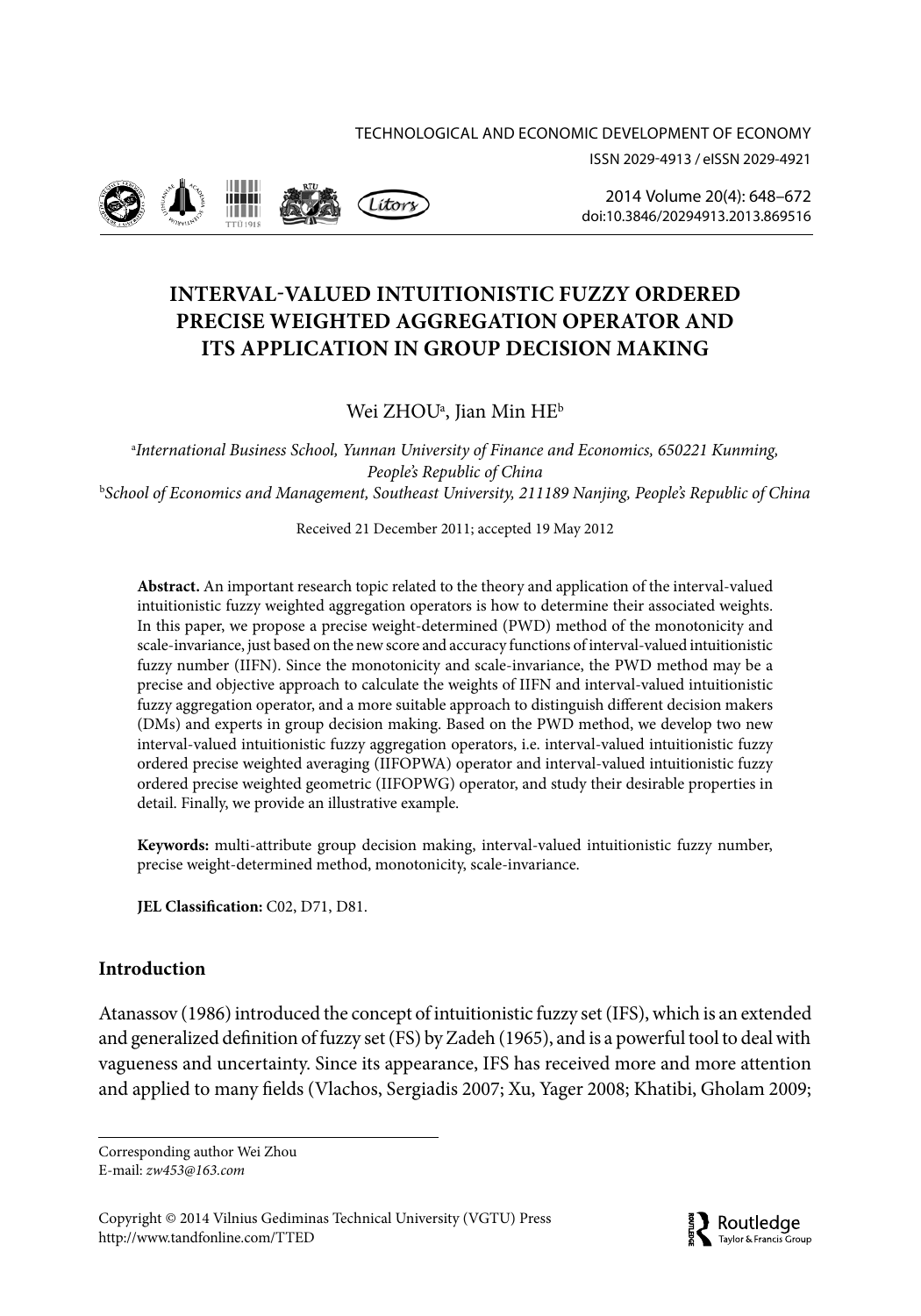# INTERVAL-VALUED INTUITIONISTIC FUZZY ORDERED PRECISE WEIGHTED AGGREGATION OPERATOR AND ITS APPLICATION IN GROUP DECISION MAKING

Wei ZHOU[a], Jian Min HE[b]

[a]*International Business School, Yunnan University of Finance and Economics, 650221 Kunming, People's Republic of China*
[b]*School of Economics and Management, Southeast University, 211189 Nanjing, People's Republic of China*

Received 21 December 2011; accepted 19 May 2012

**Abstract.** An important research topic related to the theory and application of the interval-valued intuitionistic fuzzy weighted aggregation operators is how to determine their associated weights. In this paper, we propose a precise weight-determined (PWD) method of the monotonicity and scale-invariance, just based on the new score and accuracy functions of interval-valued intuitionistic fuzzy number (IIFN). Since the monotonicity and scale-invariance, the PWD method may be a precise and objective approach to calculate the weights of IIFN and interval-valued intuitionistic fuzzy aggregation operator, and a more suitable approach to distinguish different decision makers (DMs) and experts in group decision making. Based on the PWD method, we develop two new interval-valued intuitionistic fuzzy aggregation operators, i.e. interval-valued intuitionistic fuzzy ordered precise weighted averaging (IIFOPWA) operator and interval-valued intuitionistic fuzzy ordered precise weighted geometric (IIFOPWG) operator, and study their desirable properties in detail. Finally, we provide an illustrative example.

**Keywords:** multi-attribute group decision making, interval-valued intuitionistic fuzzy number, precise weight-determined method, monotonicity, scale-invariance.

**JEL Classification:** C02, D71, D81.

## Introduction

Atanassov (1986) introduced the concept of intuitionistic fuzzy set (IFS), which is an extended and generalized definition of fuzzy set (FS) by Zadeh (1965), and is a powerful tool to deal with vagueness and uncertainty. Since its appearance, IFS has received more and more attention and applied to many fields (Vlachos, Sergiadis 2007; Xu, Yager 2008; Khatibi, Gholam 2009;

Corresponding author Wei Zhou
E-mail: *zw453@163.com*

Copyright © 2014 Vilnius Gediminas Technical University (VGTU) Press
http://www.tandfonline.com/TTED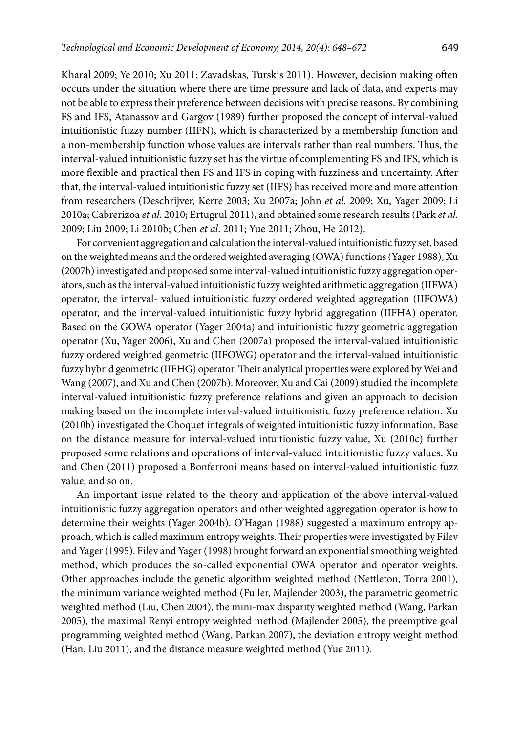Kharal 2009; Ye 2010; Xu 2011; Zavadskas, Turskis 2011). However, decision making often occurs under the situation where there are time pressure and lack of data, and experts may not be able to express their preference between decisions with precise reasons. By combining FS and IFS, Atanassov and Gargov (1989) further proposed the concept of interval-valued intuitionistic fuzzy number (IIFN), which is characterized by a membership function and a non-membership function whose values are intervals rather than real numbers. Thus, the interval-valued intuitionistic fuzzy set has the virtue of complementing FS and IFS, which is more flexible and practical then FS and IFS in coping with fuzziness and uncertainty. After that, the interval-valued intuitionistic fuzzy set (IIFS) has received more and more attention from researchers (Deschrijver, Kerre 2003; Xu 2007a; John *et al*. 2009; Xu, Yager 2009; Li 2010a; Cabrerizoa *et al.* 2010; Ertugrul 2011), and obtained some research results (Park *et al.* 2009; Liu 2009; Li 2010b; Chen *et al*. 2011; Yue 2011; Zhou, He 2012).

For convenient aggregation and calculation the interval-valued intuitionistic fuzzy set, based on the weighted means and the ordered weighted averaging (OWA) functions (Yager 1988), Xu (2007b) investigated and proposed some interval-valued intuitionistic fuzzy aggregation operators, such as the interval-valued intuitionistic fuzzy weighted arithmetic aggregation (IIFWA) operator, the interval- valued intuitionistic fuzzy ordered weighted aggregation (IIFOWA) operator, and the interval-valued intuitionistic fuzzy hybrid aggregation (IIFHA) operator. Based on the GOWA operator (Yager 2004a) and intuitionistic fuzzy geometric aggregation operator (Xu, Yager 2006), Xu and Chen (2007a) proposed the interval-valued intuitionistic fuzzy ordered weighted geometric (IIFOWG) operator and the interval-valued intuitionistic fuzzy hybrid geometric (IIFHG) operator. Their analytical properties were explored by Wei and Wang (2007), and Xu and Chen (2007b). Moreover, Xu and Cai (2009) studied the incomplete interval-valued intuitionistic fuzzy preference relations and given an approach to decision making based on the incomplete interval-valued intuitionistic fuzzy preference relation. Xu (2010b) investigated the Choquet integrals of weighted intuitionistic fuzzy information. Base on the distance measure for interval-valued intuitionistic fuzzy value, Xu (2010c) further proposed some relations and operations of interval-valued intuitionistic fuzzy values. Xu and Chen (2011) proposed a Bonferroni means based on interval-valued intuitionistic fuzz value, and so on.

An important issue related to the theory and application of the above interval-valued intuitionistic fuzzy aggregation operators and other weighted aggregation operator is how to determine their weights (Yager 2004b). O'Hagan (1988) suggested a maximum entropy approach, which is called maximum entropy weights. Their properties were investigated by Filev and Yager (1995). Filev and Yager (1998) brought forward an exponential smoothing weighted method, which produces the so-called exponential OWA operator and operator weights. Other approaches include the genetic algorithm weighted method (Nettleton, Torra 2001), the minimum variance weighted method (Fuller, Majlender 2003), the parametric geometric weighted method (Liu, Chen 2004), the mini-max disparity weighted method (Wang, Parkan 2005), the maximal Renyi entropy weighted method (Majlender 2005), the preemptive goal programming weighted method (Wang, Parkan 2007), the deviation entropy weight method (Han, Liu 2011), and the distance measure weighted method (Yue 2011).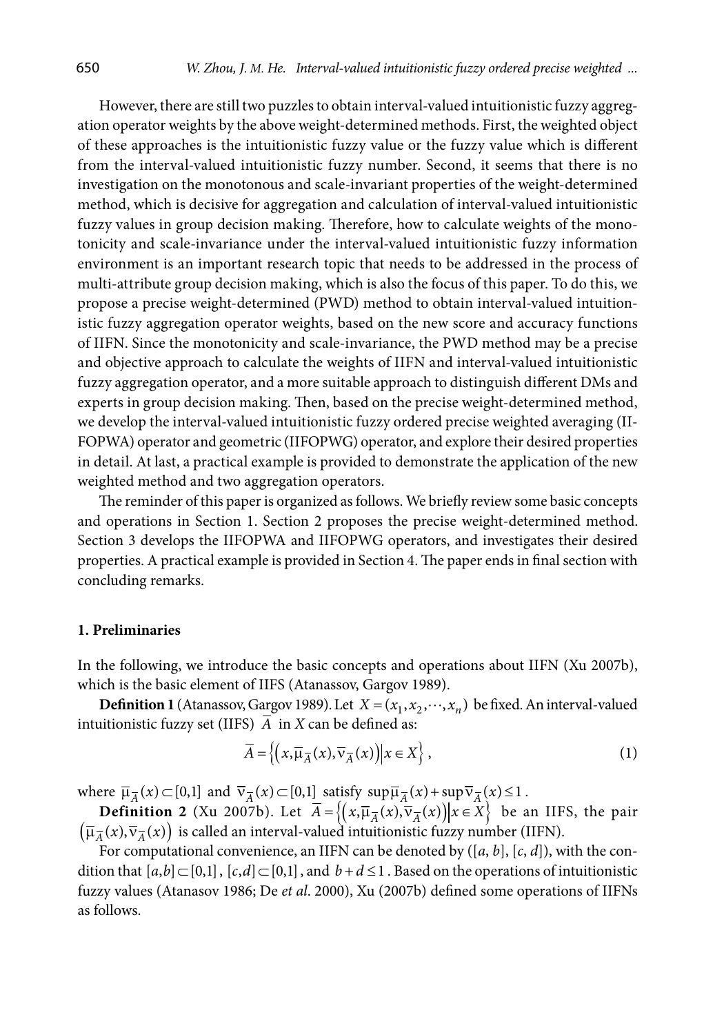However, there are still two puzzles to obtain interval-valued intuitionistic fuzzy aggregation operator weights by the above weight-determined methods. First, the weighted object of these approaches is the intuitionistic fuzzy value or the fuzzy value which is different from the interval-valued intuitionistic fuzzy number. Second, it seems that there is no investigation on the monotonous and scale-invariant properties of the weight-determined method, which is decisive for aggregation and calculation of interval-valued intuitionistic fuzzy values in group decision making. Therefore, how to calculate weights of the monotonicity and scale-invariance under the interval-valued intuitionistic fuzzy information environment is an important research topic that needs to be addressed in the process of multi-attribute group decision making, which is also the focus of this paper. To do this, we propose a precise weight-determined (PWD) method to obtain interval-valued intuitionistic fuzzy aggregation operator weights, based on the new score and accuracy functions of IIFN. Since the monotonicity and scale-invariance, the PWD method may be a precise and objective approach to calculate the weights of IIFN and interval-valued intuitionistic fuzzy aggregation operator, and a more suitable approach to distinguish different DMs and experts in group decision making. Then, based on the precise weight-determined method, we develop the interval-valued intuitionistic fuzzy ordered precise weighted averaging (IIFOPWA) operator and geometric (IIFOPWG) operator, and explore their desired properties in detail. At last, a practical example is provided to demonstrate the application of the new weighted method and two aggregation operators.

The reminder of this paper is organized as follows. We briefly review some basic concepts and operations in Section 1. Section 2 proposes the precise weight-determined method. Section 3 develops the IIFOPWA and IIFOPWG operators, and investigates their desired properties. A practical example is provided in Section 4. The paper ends in final section with concluding remarks.

## 1. Preliminaries

In the following, we introduce the basic concepts and operations about IIFN (Xu 2007b), which is the basic element of IIFS (Atanassov, Gargov 1989).

**Definition 1** (Atanassov, Gargov 1989). Let $X = (x_1, x_2, \cdots, x_n)$ be fixed. An interval-valued intuitionistic fuzzy set (IIFS) $\overline{A}$ in $X$ can be defined as:

$$\overline{A} = \left\{ \left( x, \overline{\mu}_{\overline{A}}(x), \overline{\nu}_{\overline{A}}(x) \right) \middle| x \in X \right\}, \tag{1}$$

where $\overline{\mu}_{\overline{A}}(x) \subset [0,1]$ and $\overline{\nu}_{\overline{A}}(x) \subset [0,1]$ satisfy $\sup \overline{\mu}_{\overline{A}}(x) + \sup \overline{\nu}_{\overline{A}}(x) \le 1$.

**Definition 2** (Xu 2007b). Let $\overline{A} = \left\{ \left( x, \overline{\mu}_{\overline{A}}(x), \overline{\nu}_{\overline{A}}(x) \right) \middle| x \in X \right\}$ be an IIFS, the pair $\left( \overline{\mu}_{\overline{A}}(x), \overline{\nu}_{\overline{A}}(x) \right)$ is called an interval-valued intuitionistic fuzzy number (IIFN).

For computational convenience, an IIFN can be denoted by $([a, b], [c, d])$, with the condition that $[a,b] \subset [0,1]$, $[c,d] \subset [0,1]$, and $b + d \le 1$. Based on the operations of intuitionistic fuzzy values (Atanasov 1986; De *et al*. 2000), Xu (2007b) defined some operations of IIFNs as follows.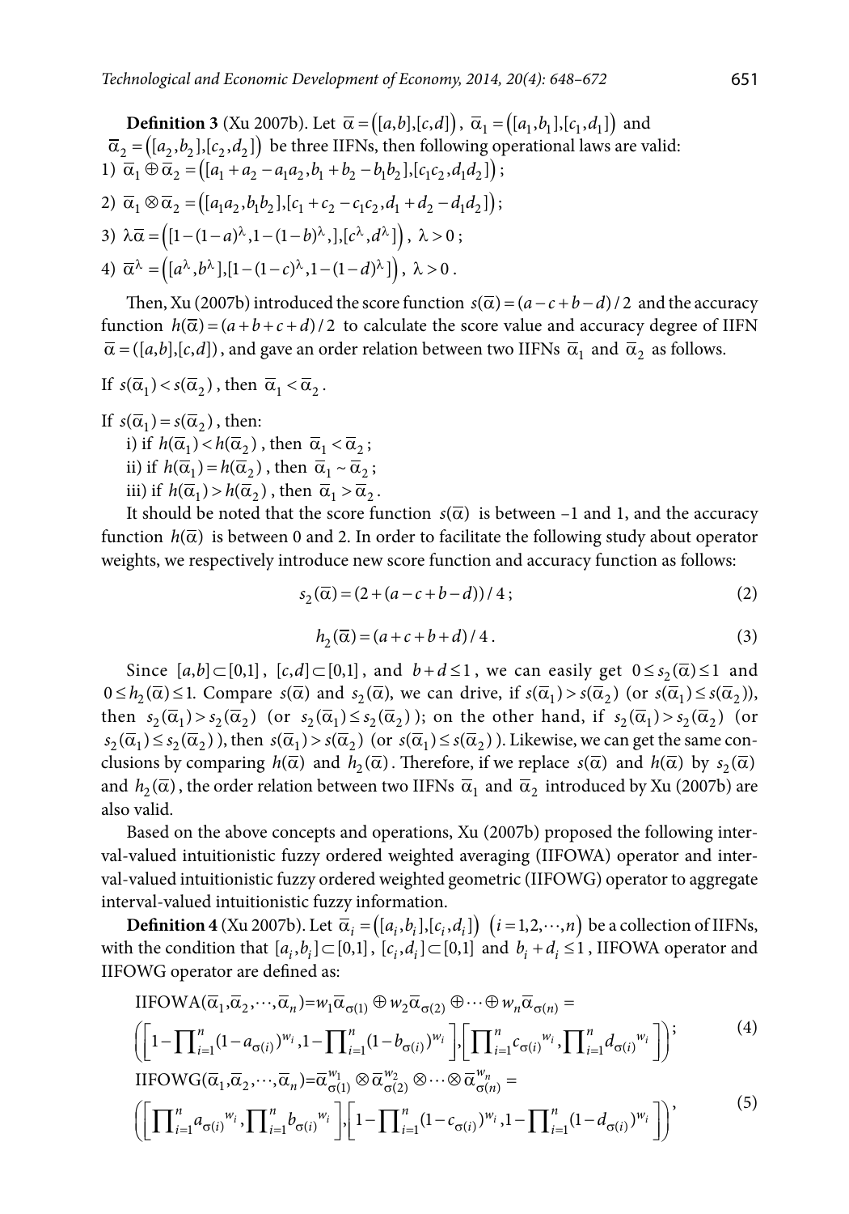**Definition 3** (Xu 2007b). Let $\bar{\alpha} = ([a,b],[c,d])$, $\bar{\alpha}_1 = ([a_1,b_1],[c_1,d_1])$ and $\bar{\alpha}_2 = ([a_2,b_2],[c_2,d_2])$ be three IIFNs, then following operational laws are valid:

1) $\bar{\alpha}_1 \oplus \bar{\alpha}_2 = ([a_1 + a_2 - a_1 a_2, b_1 + b_2 - b_1 b_2],[c_1 c_2, d_1 d_2])$;

2) $\bar{\alpha}_1 \otimes \bar{\alpha}_2 = ([a_1 a_2, b_1 b_2],[c_1 + c_2 - c_1 c_2, d_1 + d_2 - d_1 d_2])$;

3) $\lambda\bar{\alpha} = \left([1-(1-a)^{\lambda}, 1-(1-b)^{\lambda},],[c^{\lambda}, d^{\lambda}]\right)$, $\lambda > 0$;

4) $\bar{\alpha}^{\lambda} = \left([a^{\lambda}, b^{\lambda}],[1-(1-c)^{\lambda}, 1-(1-d)^{\lambda}]\right)$, $\lambda > 0$.

Then, Xu (2007b) introduced the score function $s(\bar{\alpha}) = (a - c + b - d)/2$ and the accuracy function $h(\bar{\alpha}) = (a + b + c + d)/2$ to calculate the score value and accuracy degree of IIFN $\bar{\alpha} = ([a,b],[c,d])$, and gave an order relation between two IIFNs $\bar{\alpha}_1$ and $\bar{\alpha}_2$ as follows.

If $s(\bar{\alpha}_1) < s(\bar{\alpha}_2)$, then $\bar{\alpha}_1 < \bar{\alpha}_2$.

If $s(\bar{\alpha}_1) = s(\bar{\alpha}_2)$, then:

i) if $h(\bar{\alpha}_1) < h(\bar{\alpha}_2)$, then $\bar{\alpha}_1 < \bar{\alpha}_2$;

ii) if $h(\bar{\alpha}_1) = h(\bar{\alpha}_2)$, then $\bar{\alpha}_1 \sim \bar{\alpha}_2$;

iii) if $h(\bar{\alpha}_1) > h(\bar{\alpha}_2)$, then $\bar{\alpha}_1 > \bar{\alpha}_2$.

It should be noted that the score function $s(\bar{\alpha})$ is between –1 and 1, and the accuracy function $h(\bar{\alpha})$ is between 0 and 2. In order to facilitate the following study about operator weights, we respectively introduce new score function and accuracy function as follows:

$$s_2(\bar{\alpha}) = (2 + (a - c + b - d))/4; \tag{2}$$

$$h_2(\bar{\alpha}) = (a + c + b + d)/4. \tag{3}$$

Since $[a,b] \subset [0,1]$, $[c,d] \subset [0,1]$, and $b + d \leq 1$, we can easily get $0 \leq s_2(\bar{\alpha}) \leq 1$ and $0 \leq h_2(\bar{\alpha}) \leq 1$. Compare $s(\bar{\alpha})$ and $s_2(\bar{\alpha})$, we can drive, if $s(\bar{\alpha}_1) > s(\bar{\alpha}_2)$ (or $s(\bar{\alpha}_1) \leq s(\bar{\alpha}_2)$), then $s_2(\bar{\alpha}_1) > s_2(\bar{\alpha}_2)$ (or $s_2(\bar{\alpha}_1) \leq s_2(\bar{\alpha}_2)$); on the other hand, if $s_2(\bar{\alpha}_1) > s_2(\bar{\alpha}_2)$ (or $s_2(\bar{\alpha}_1) \leq s_2(\bar{\alpha}_2)$), then $s(\bar{\alpha}_1) > s(\bar{\alpha}_2)$ (or $s(\bar{\alpha}_1) \leq s(\bar{\alpha}_2)$). Likewise, we can get the same conclusions by comparing $h(\bar{\alpha})$ and $h_2(\bar{\alpha})$. Therefore, if we replace $s(\bar{\alpha})$ and $h(\bar{\alpha})$ by $s_2(\bar{\alpha})$ and $h_2(\bar{\alpha})$, the order relation between two IIFNs $\bar{\alpha}_1$ and $\bar{\alpha}_2$ introduced by Xu (2007b) are also valid.

Based on the above concepts and operations, Xu (2007b) proposed the following interval-valued intuitionistic fuzzy ordered weighted averaging (IIFOWA) operator and interval-valued intuitionistic fuzzy ordered weighted geometric (IIFOWG) operator to aggregate interval-valued intuitionistic fuzzy information.

**Definition 4** (Xu 2007b). Let $\bar{\alpha}_i = ([a_i,b_i],[c_i,d_i])$ $(i = 1,2,\cdots,n)$ be a collection of IIFNs, with the condition that $[a_i,b_i] \subset [0,1]$, $[c_i,d_i] \subset [0,1]$ and $b_i + d_i \leq 1$, IIFOWA operator and IIFOWG operator are defined as:

$$\begin{aligned}&\text{IIFOWA}(\bar{\alpha}_1,\bar{\alpha}_2,\cdots,\bar{\alpha}_n) = w_1\bar{\alpha}_{\sigma(1)} \oplus w_2\bar{\alpha}_{\sigma(2)} \oplus \cdots \oplus w_n\bar{\alpha}_{\sigma(n)} = \\ &\left(\left[1-\prod_{i=1}^{n}(1-a_{\sigma(i)})^{w_i}, 1-\prod_{i=1}^{n}(1-b_{\sigma(i)})^{w_i}\right],\left[\prod_{i=1}^{n}c_{\sigma(i)}{}^{w_i}, \prod_{i=1}^{n}d_{\sigma(i)}{}^{w_i}\right]\right);\end{aligned} \tag{4}$$

$$\begin{aligned}&\text{IIFOWG}(\bar{\alpha}_1,\bar{\alpha}_2,\cdots,\bar{\alpha}_n) = \bar{\alpha}_{\sigma(1)}^{w_1} \otimes \bar{\alpha}_{\sigma(2)}^{w_2} \otimes \cdots \otimes \bar{\alpha}_{\sigma(n)}^{w_n} = \\ &\left(\left[\prod_{i=1}^{n}a_{\sigma(i)}{}^{w_i}, \prod_{i=1}^{n}b_{\sigma(i)}{}^{w_i}\right],\left[1-\prod_{i=1}^{n}(1-c_{\sigma(i)})^{w_i}, 1-\prod_{i=1}^{n}(1-d_{\sigma(i)})^{w_i}\right]\right),\end{aligned} \tag{5}$$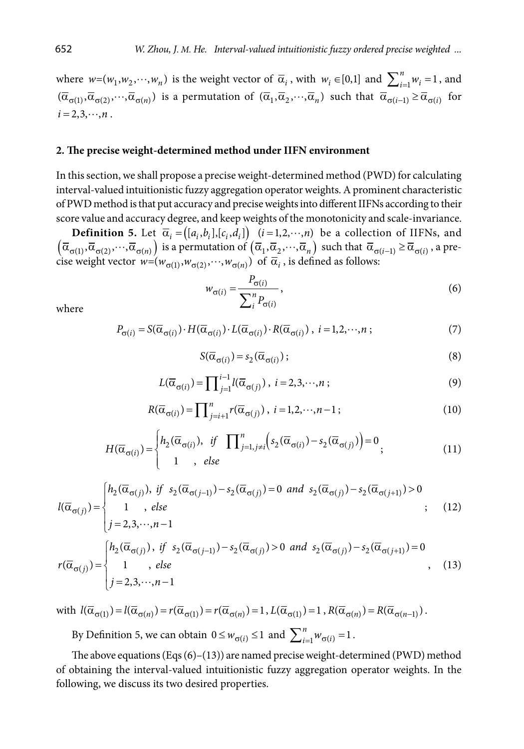where $w=(w_1,w_2,\cdots,w_n)$ is the weight vector of $\overline{\alpha}_i$, with $w_i \in [0,1]$ and $\sum_{i=1}^{n} w_i = 1$, and $(\overline{\alpha}_{\sigma(1)},\overline{\alpha}_{\sigma(2)},\cdots,\overline{\alpha}_{\sigma(n)})$ is a permutation of $(\overline{\alpha}_1,\overline{\alpha}_2,\cdots,\overline{\alpha}_n)$ such that $\overline{\alpha}_{\sigma(i-1)} \ge \overline{\alpha}_{\sigma(i)}$ for $i = 2,3,\cdots,n$.

## 2. The precise weight-determined method under IIFN environment

In this section, we shall propose a precise weight-determined method (PWD) for calculating interval-valued intuitionistic fuzzy aggregation operator weights. A prominent characteristic of PWD method is that put accuracy and precise weights into different IIFNs according to their score value and accuracy degree, and keep weights of the monotonicity and scale-invariance.

**Definition 5.** Let $\overline{\alpha}_i = ([a_i,b_i],[c_i,d_i])$ $(i=1,2,\cdots,n)$ be a collection of IIFNs, and $(\overline{\alpha}_{\sigma(1)},\overline{\alpha}_{\sigma(2)},\cdots,\overline{\alpha}_{\sigma(n)})$ is a permutation of $(\overline{\alpha}_1,\overline{\alpha}_2,\cdots,\overline{\alpha}_n)$ such that $\overline{\alpha}_{\sigma(i-1)} \ge \overline{\alpha}_{\sigma(i)}$, a precise weight vector $w=(w_{\sigma(1)},w_{\sigma(2)},\cdots,w_{\sigma(n)})$ of $\overline{\alpha}_i$, is defined as follows:

$$w_{\sigma(i)} = \frac{P_{\sigma(i)}}{\sum_{i}^{n} P_{\sigma(i)}}, \tag{6}$$

where

$$P_{\sigma(i)} = S(\overline{\alpha}_{\sigma(i)}) \cdot H(\overline{\alpha}_{\sigma(i)}) \cdot L(\overline{\alpha}_{\sigma(i)}) \cdot R(\overline{\alpha}_{\sigma(i)}),\ i=1,2,\cdots,n; \tag{7}$$

$$S(\overline{\alpha}_{\sigma(i)}) = s_2(\overline{\alpha}_{\sigma(i)}); \tag{8}$$

$$L(\overline{\alpha}_{\sigma(i)}) = \prod_{j=1}^{i-1} l(\overline{\alpha}_{\sigma(j)}),\ i=2,3,\cdots,n; \tag{9}$$

$$R(\overline{\alpha}_{\sigma(i)}) = \prod_{j=i+1}^{n} r(\overline{\alpha}_{\sigma(j)}),\ i=1,2,\cdots,n-1; \tag{10}$$

$$H(\overline{\alpha}_{\sigma(i)}) = \begin{cases} h_2(\overline{\alpha}_{\sigma(i)}), & if\ \prod_{j=1,j\ne i}^{n}\left(s_2(\overline{\alpha}_{\sigma(i)}) - s_2(\overline{\alpha}_{\sigma(j)})\right) = 0 \\ 1, & else \end{cases}; \tag{11}$$

$$l(\overline{\alpha}_{\sigma(j)}) = \begin{cases} h_2(\overline{\alpha}_{\sigma(j)}), & if\ s_2(\overline{\alpha}_{\sigma(j-1)}) - s_2(\overline{\alpha}_{\sigma(j)}) = 0\ and\ s_2(\overline{\alpha}_{\sigma(j)}) - s_2(\overline{\alpha}_{\sigma(j+1)}) > 0 \\ 1, & else \\ j=2,3,\cdots,n-1 \end{cases}; \tag{12}$$

$$r(\overline{\alpha}_{\sigma(j)}) = \begin{cases} h_2(\overline{\alpha}_{\sigma(j)}), & if\ s_2(\overline{\alpha}_{\sigma(j-1)}) - s_2(\overline{\alpha}_{\sigma(j)}) > 0\ and\ s_2(\overline{\alpha}_{\sigma(j)}) - s_2(\overline{\alpha}_{\sigma(j+1)}) = 0 \\ 1, & else \\ j=2,3,\cdots,n-1 \end{cases}, \tag{13}$$

with $l(\overline{\alpha}_{\sigma(1)}) = l(\overline{\alpha}_{\sigma(n)}) = r(\overline{\alpha}_{\sigma(1)}) = r(\overline{\alpha}_{\sigma(n)}) = 1$, $L(\overline{\alpha}_{\sigma(1)}) = 1$, $R(\overline{\alpha}_{\sigma(n)}) = R(\overline{\alpha}_{\sigma(n-1)})$.

By Definition 5, we can obtain $0 \le w_{\sigma(i)} \le 1$ and $\sum_{i=1}^{n} w_{\sigma(i)} = 1$.

The above equations (Eqs (6)–(13)) are named precise weight-determined (PWD) method of obtaining the interval-valued intuitionistic fuzzy aggregation operator weights. In the following, we discuss its two desired properties.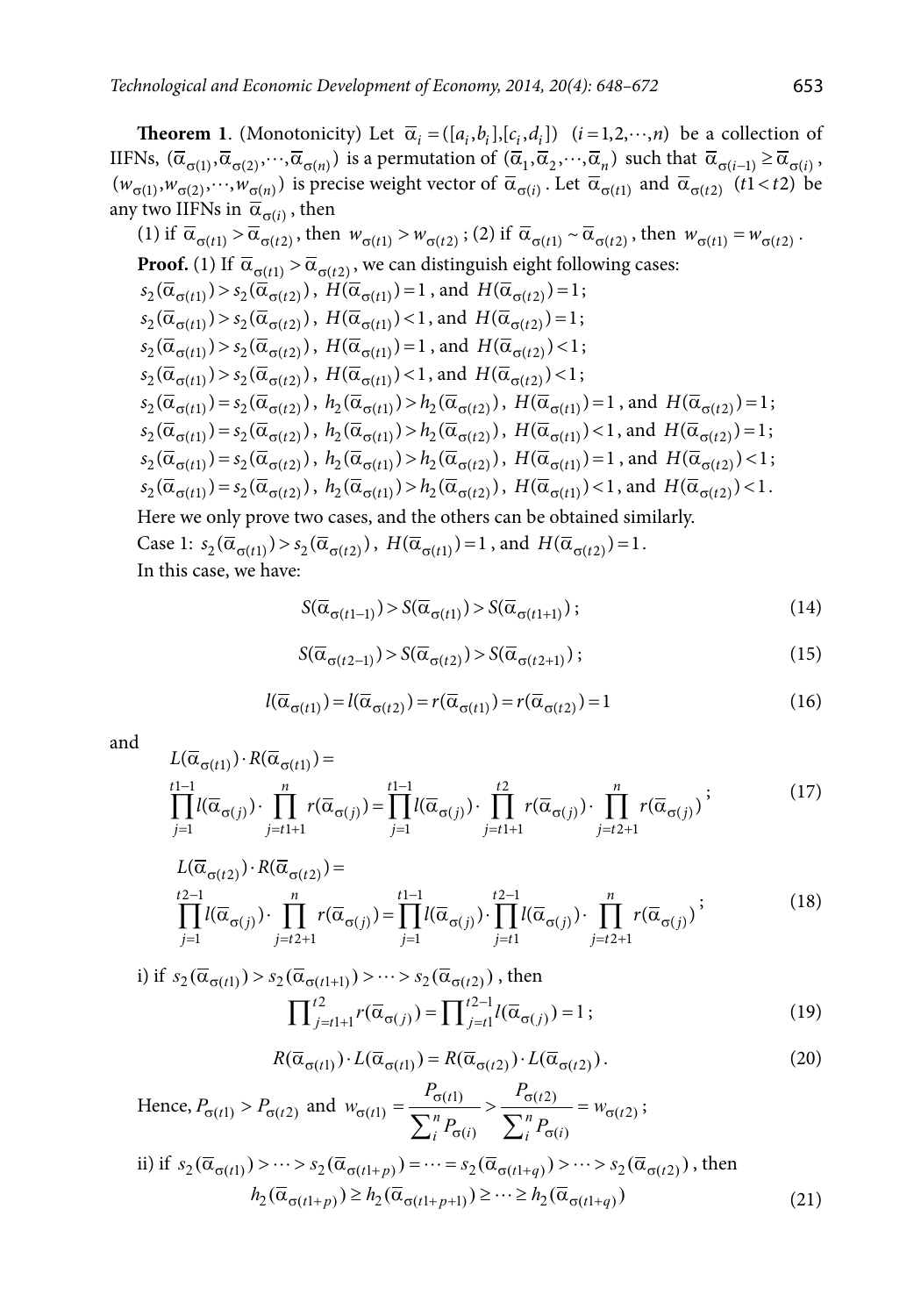**Theorem 1**. (Monotonicity) Let $\overline{\alpha}_i = ([a_i, b_i], [c_i, d_i])$ $(i = 1, 2, \cdots, n)$ be a collection of IIFNs, $(\overline{\alpha}_{\sigma(1)}, \overline{\alpha}_{\sigma(2)}, \cdots, \overline{\alpha}_{\sigma(n)})$ is a permutation of $(\overline{\alpha}_1, \overline{\alpha}_2, \cdots, \overline{\alpha}_n)$ such that $\overline{\alpha}_{\sigma(i-1)} \geq \overline{\alpha}_{\sigma(i)}$, $(w_{\sigma(1)}, w_{\sigma(2)}, \cdots, w_{\sigma(n)})$ is precise weight vector of $\overline{\alpha}_{\sigma(i)}$. Let $\overline{\alpha}_{\sigma(t1)}$ and $\overline{\alpha}_{\sigma(t2)}$ $(t1 < t2)$ be any two IIFNs in $\overline{\alpha}_{\sigma(i)}$, then

(1) if $\overline{\alpha}_{\sigma(t1)} > \overline{\alpha}_{\sigma(t2)}$, then $w_{\sigma(t1)} > w_{\sigma(t2)}$; (2) if $\overline{\alpha}_{\sigma(t1)} \sim \overline{\alpha}_{\sigma(t2)}$, then $w_{\sigma(t1)} = w_{\sigma(t2)}$.

**Proof.** (1) If $\overline{\alpha}_{\sigma(t1)} > \overline{\alpha}_{\sigma(t2)}$, we can distinguish eight following cases:

$s_2(\overline{\alpha}_{\sigma(t1)}) > s_2(\overline{\alpha}_{\sigma(t2)})$, $H(\overline{\alpha}_{\sigma(t1)}) = 1$, and $H(\overline{\alpha}_{\sigma(t2)}) = 1$;

$s_2(\overline{\alpha}_{\sigma(t1)}) > s_2(\overline{\alpha}_{\sigma(t2)})$, $H(\overline{\alpha}_{\sigma(t1)}) < 1$, and $H(\overline{\alpha}_{\sigma(t2)}) = 1$;

$s_2(\overline{\alpha}_{\sigma(t1)}) > s_2(\overline{\alpha}_{\sigma(t2)})$, $H(\overline{\alpha}_{\sigma(t1)}) = 1$, and $H(\overline{\alpha}_{\sigma(t2)}) < 1$;

$s_2(\overline{\alpha}_{\sigma(t1)}) > s_2(\overline{\alpha}_{\sigma(t2)})$, $H(\overline{\alpha}_{\sigma(t1)}) < 1$, and $H(\overline{\alpha}_{\sigma(t2)}) < 1$;

$s_2(\overline{\alpha}_{\sigma(t1)}) = s_2(\overline{\alpha}_{\sigma(t2)})$, $h_2(\overline{\alpha}_{\sigma(t1)}) > h_2(\overline{\alpha}_{\sigma(t2)})$, $H(\overline{\alpha}_{\sigma(t1)}) = 1$, and $H(\overline{\alpha}_{\sigma(t2)}) = 1$;

$s_2(\overline{\alpha}_{\sigma(t1)}) = s_2(\overline{\alpha}_{\sigma(t2)})$, $h_2(\overline{\alpha}_{\sigma(t1)}) > h_2(\overline{\alpha}_{\sigma(t2)})$, $H(\overline{\alpha}_{\sigma(t1)}) < 1$, and $H(\overline{\alpha}_{\sigma(t2)}) = 1$;

$s_2(\overline{\alpha}_{\sigma(t1)}) = s_2(\overline{\alpha}_{\sigma(t2)})$, $h_2(\overline{\alpha}_{\sigma(t1)}) > h_2(\overline{\alpha}_{\sigma(t2)})$, $H(\overline{\alpha}_{\sigma(t1)}) = 1$, and $H(\overline{\alpha}_{\sigma(t2)}) < 1$;

$s_2(\overline{\alpha}_{\sigma(t1)}) = s_2(\overline{\alpha}_{\sigma(t2)})$, $h_2(\overline{\alpha}_{\sigma(t1)}) > h_2(\overline{\alpha}_{\sigma(t2)})$, $H(\overline{\alpha}_{\sigma(t1)}) < 1$, and $H(\overline{\alpha}_{\sigma(t2)}) < 1$.

Here we only prove two cases, and the others can be obtained similarly.

Case 1: $s_2(\overline{\alpha}_{\sigma(t1)}) > s_2(\overline{\alpha}_{\sigma(t2)})$, $H(\overline{\alpha}_{\sigma(t1)}) = 1$, and $H(\overline{\alpha}_{\sigma(t2)}) = 1$.

In this case, we have:

$$S(\overline{\alpha}_{\sigma(t1-1)}) > S(\overline{\alpha}_{\sigma(t1)}) > S(\overline{\alpha}_{\sigma(t1+1)}); \tag{14}$$

$$S(\overline{\alpha}_{\sigma(t2-1)}) > S(\overline{\alpha}_{\sigma(t2)}) > S(\overline{\alpha}_{\sigma(t2+1)}); \tag{15}$$

$$l(\overline{\alpha}_{\sigma(t1)}) = l(\overline{\alpha}_{\sigma(t2)}) = r(\overline{\alpha}_{\sigma(t1)}) = r(\overline{\alpha}_{\sigma(t2)}) = 1 \tag{16}$$

and

$$L(\overline{\alpha}_{\sigma(t1)}) \cdot R(\overline{\alpha}_{\sigma(t1)}) = \prod_{j=1}^{t1-1} l(\overline{\alpha}_{\sigma(j)}) \cdot \prod_{j=t1+1}^{n} r(\overline{\alpha}_{\sigma(j)}) = \prod_{j=1}^{t1-1} l(\overline{\alpha}_{\sigma(j)}) \cdot \prod_{j=t1+1}^{t2} r(\overline{\alpha}_{\sigma(j)}) \cdot \prod_{j=t2+1}^{n} r(\overline{\alpha}_{\sigma(j)}); \tag{17}$$

$$L(\overline{\alpha}_{\sigma(t2)}) \cdot R(\overline{\alpha}_{\sigma(t2)}) = \prod_{j=1}^{t2-1} l(\overline{\alpha}_{\sigma(j)}) \cdot \prod_{j=t2+1}^{n} r(\overline{\alpha}_{\sigma(j)}) = \prod_{j=1}^{t1-1} l(\overline{\alpha}_{\sigma(j)}) \cdot \prod_{j=t1}^{t2-1} l(\overline{\alpha}_{\sigma(j)}) \cdot \prod_{j=t2+1}^{n} r(\overline{\alpha}_{\sigma(j)}); \tag{18}$$

i) if $s_2(\overline{\alpha}_{\sigma(t1)}) > s_2(\overline{\alpha}_{\sigma(t1+1)}) > \cdots > s_2(\overline{\alpha}_{\sigma(t2)})$, then

$$\prod_{j=t1+1}^{t2} r(\overline{\alpha}_{\sigma(j)}) = \prod_{j=t1}^{t2-1} l(\overline{\alpha}_{\sigma(j)}) = 1; \tag{19}$$

$$R(\overline{\alpha}_{\sigma(t1)}) \cdot L(\overline{\alpha}_{\sigma(t1)}) = R(\overline{\alpha}_{\sigma(t2)}) \cdot L(\overline{\alpha}_{\sigma(t2)}). \tag{20}$$

Hence, $P_{\sigma(t1)} > P_{\sigma(t2)}$ and $w_{\sigma(t1)} = \dfrac{P_{\sigma(t1)}}{\sum_i^n P_{\sigma(i)}} > \dfrac{P_{\sigma(t2)}}{\sum_i^n P_{\sigma(i)}} = w_{\sigma(t2)}$;

ii) if $s_2(\overline{\alpha}_{\sigma(t1)}) > \cdots > s_2(\overline{\alpha}_{\sigma(t1+p)}) = \cdots = s_2(\overline{\alpha}_{\sigma(t1+q)}) > \cdots > s_2(\overline{\alpha}_{\sigma(t2)})$, then

$$h_2(\overline{\alpha}_{\sigma(t1+p)}) \geq h_2(\overline{\alpha}_{\sigma(t1+p+1)}) \geq \cdots \geq h_2(\overline{\alpha}_{\sigma(t1+q)}) \tag{21}$$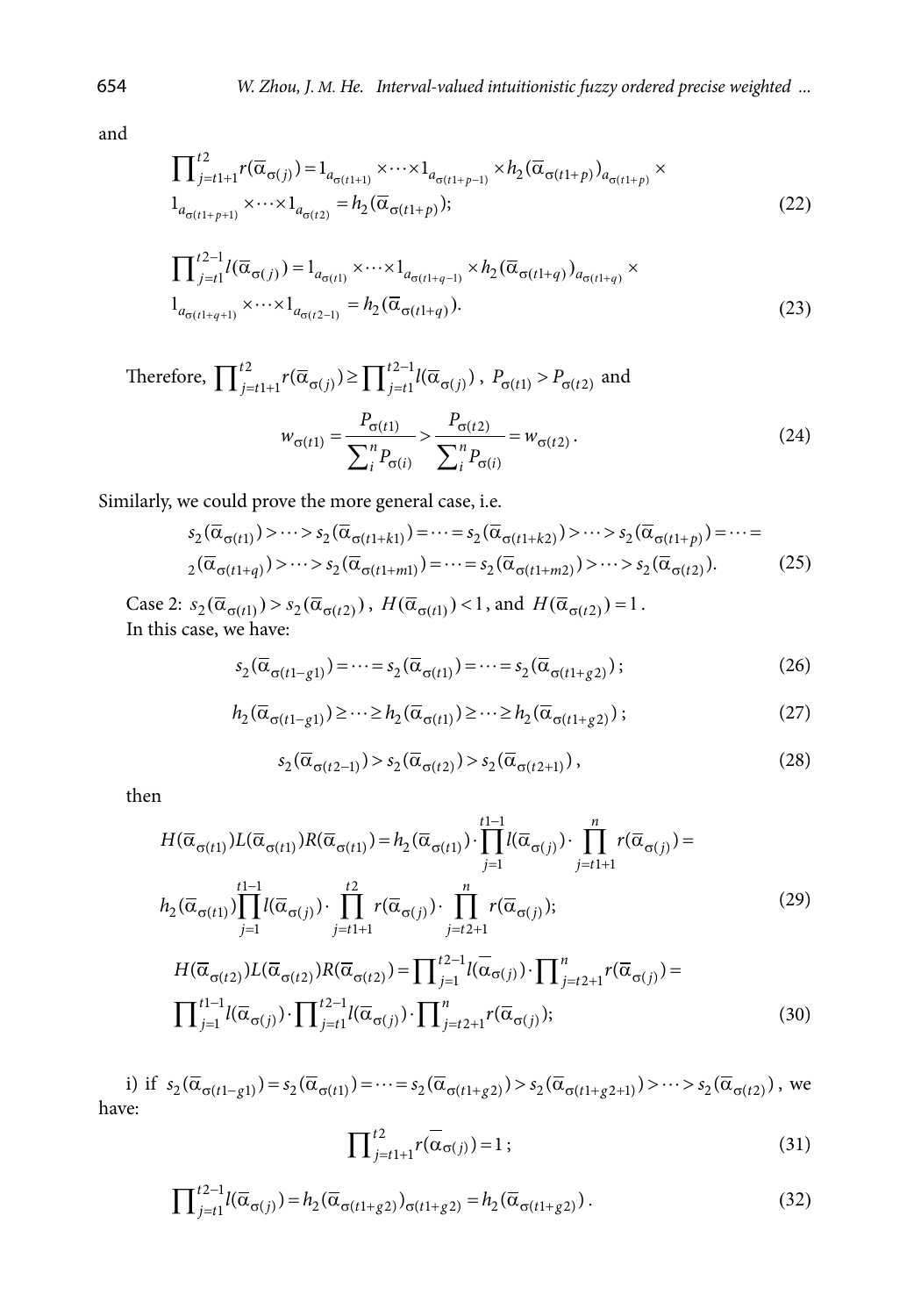and

$$\prod_{j=t1+1}^{t2} r(\overline{\alpha}_{\sigma(j)}) = 1_{a_{\sigma(t1+1)}} \times \cdots \times 1_{a_{\sigma(t1+p-1)}} \times h_2(\overline{\alpha}_{\sigma(t1+p)})_{a_{\sigma(t1+p)}} \times 1_{a_{\sigma(t1+p+1)}} \times \cdots \times 1_{a_{\sigma(t2)}} = h_2(\overline{\alpha}_{\sigma(t1+p)}); \tag{22}$$

$$\prod_{j=t1}^{t2-1} l(\overline{\alpha}_{\sigma(j)}) = 1_{a_{\sigma(t1)}} \times \cdots \times 1_{a_{\sigma(t1+q-1)}} \times h_2(\overline{\alpha}_{\sigma(t1+q)})_{a_{\sigma(t1+q)}} \times 1_{a_{\sigma(t1+q+1)}} \times \cdots \times 1_{a_{\sigma(t2-1)}} = h_2(\overline{\alpha}_{\sigma(t1+q)}). \tag{23}$$

Therefore, $\prod_{j=t1+1}^{t2} r(\overline{\alpha}_{\sigma(j)}) \geq \prod_{j=t1}^{t2-1} l(\overline{\alpha}_{\sigma(j)})$, $P_{\sigma(t1)} > P_{\sigma(t2)}$ and

$$w_{\sigma(t1)} = \frac{P_{\sigma(t1)}}{\sum_i^n P_{\sigma(i)}} > \frac{P_{\sigma(t2)}}{\sum_i^n P_{\sigma(i)}} = w_{\sigma(t2)}. \tag{24}$$

Similarly, we could prove the more general case, i.e.

$$s_2(\overline{\alpha}_{\sigma(t1)}) > \cdots > s_2(\overline{\alpha}_{\sigma(t1+k1)}) = \cdots = s_2(\overline{\alpha}_{\sigma(t1+k2)}) > \cdots > s_2(\overline{\alpha}_{\sigma(t1+p)}) = \cdots = {}_2(\overline{\alpha}_{\sigma(t1+q)}) > \cdots > s_2(\overline{\alpha}_{\sigma(t1+m1)}) = \cdots = s_2(\overline{\alpha}_{\sigma(t1+m2)}) > \cdots > s_2(\overline{\alpha}_{\sigma(t2)}). \tag{25}$$

Case 2: $s_2(\overline{\alpha}_{\sigma(t1)}) > s_2(\overline{\alpha}_{\sigma(t2)})$, $H(\overline{\alpha}_{\sigma(t1)}) < 1$, and $H(\overline{\alpha}_{\sigma(t2)}) = 1$.
In this case, we have:

$$s_2(\overline{\alpha}_{\sigma(t1-g1)}) = \cdots = s_2(\overline{\alpha}_{\sigma(t1)}) = \cdots = s_2(\overline{\alpha}_{\sigma(t1+g2)}); \tag{26}$$

$$h_2(\overline{\alpha}_{\sigma(t1-g1)}) \geq \cdots \geq h_2(\overline{\alpha}_{\sigma(t1)}) \geq \cdots \geq h_2(\overline{\alpha}_{\sigma(t1+g2)}); \tag{27}$$

$$s_2(\overline{\alpha}_{\sigma(t2-1)}) > s_2(\overline{\alpha}_{\sigma(t2)}) > s_2(\overline{\alpha}_{\sigma(t2+1)}), \tag{28}$$

then

$$H(\overline{\alpha}_{\sigma(t1)}) L(\overline{\alpha}_{\sigma(t1)}) R(\overline{\alpha}_{\sigma(t1)}) = h_2(\overline{\alpha}_{\sigma(t1)}) \cdot \prod_{j=1}^{t1-1} l(\overline{\alpha}_{\sigma(j)}) \cdot \prod_{j=t1+1}^{n} r(\overline{\alpha}_{\sigma(j)}) = h_2(\overline{\alpha}_{\sigma(t1)}) \prod_{j=1}^{t1-1} l(\overline{\alpha}_{\sigma(j)}) \cdot \prod_{j=t1+1}^{t2} r(\overline{\alpha}_{\sigma(j)}) \cdot \prod_{j=t2+1}^{n} r(\overline{\alpha}_{\sigma(j)}); \tag{29}$$

$$H(\overline{\alpha}_{\sigma(t2)}) L(\overline{\alpha}_{\sigma(t2)}) R(\overline{\alpha}_{\sigma(t2)}) = \prod_{j=1}^{t2-1} l(\overline{\alpha}_{\sigma(j)}) \cdot \prod_{j=t2+1}^{n} r(\overline{\alpha}_{\sigma(j)}) = \prod_{j=1}^{t1-1} l(\overline{\alpha}_{\sigma(j)}) \cdot \prod_{j=t1}^{t2-1} l(\overline{\alpha}_{\sigma(j)}) \cdot \prod_{j=t2+1}^{n} r(\overline{\alpha}_{\sigma(j)}); \tag{30}$$

i) if $s_2(\overline{\alpha}_{\sigma(t1-g1)}) = s_2(\overline{\alpha}_{\sigma(t1)}) = \cdots = s_2(\overline{\alpha}_{\sigma(t1+g2)}) > s_2(\overline{\alpha}_{\sigma(t1+g2+1)}) > \cdots > s_2(\overline{\alpha}_{\sigma(t2)})$, we have:

$$\prod_{j=t1+1}^{t2} r(\overline{\alpha}_{\sigma(j)}) = 1; \tag{31}$$

$$\prod_{j=t1}^{t2-1} l(\overline{\alpha}_{\sigma(j)}) = h_2(\overline{\alpha}_{\sigma(t1+g2)})_{\sigma(t1+g2)} = h_2(\overline{\alpha}_{\sigma(t1+g2)}). \tag{32}$$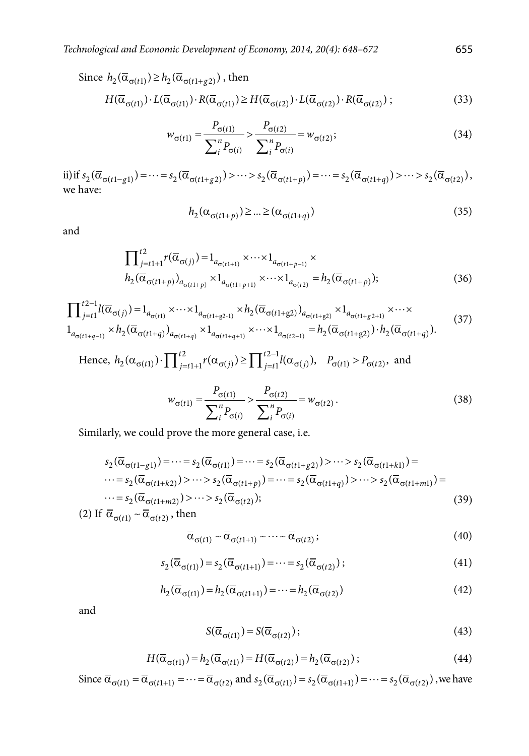Since $h_2(\overline{\alpha}_{\sigma(t1)}) \geq h_2(\overline{\alpha}_{\sigma(t1+g2)})$, then

$$H(\overline{\alpha}_{\sigma(t1)}) \cdot L(\overline{\alpha}_{\sigma(t1)}) \cdot R(\overline{\alpha}_{\sigma(t1)}) \geq H(\overline{\alpha}_{\sigma(t2)}) \cdot L(\overline{\alpha}_{\sigma(t2)}) \cdot R(\overline{\alpha}_{\sigma(t2)}); \tag{33}$$

$$w_{\sigma(t1)} = \frac{P_{\sigma(t1)}}{\sum_i^n P_{\sigma(i)}} > \frac{P_{\sigma(t2)}}{\sum_i^n P_{\sigma(i)}} = w_{\sigma(t2)}; \tag{34}$$

ii) if $s_2(\overline{\alpha}_{\sigma(t1-g1)}) = \cdots = s_2(\overline{\alpha}_{\sigma(t1+g2)}) > \cdots > s_2(\overline{\alpha}_{\sigma(t1+p)}) = \cdots = s_2(\overline{\alpha}_{\sigma(t1+q)}) > \cdots > s_2(\overline{\alpha}_{\sigma(t2)})$, we have:

$$h_2(\alpha_{\sigma(t1+p)}) \geq \ldots \geq (\alpha_{\sigma(t1+q)}) \tag{35}$$

and

$$\begin{aligned} &\prod_{j=t1+1}^{t2} r(\overline{\alpha}_{\sigma(j)}) = 1_{a_{\sigma(t1+1)}} \times \cdots \times 1_{a_{\sigma(t1+p-1)}} \times \\ &h_2(\overline{\alpha}_{\sigma(t1+p)})_{a_{\sigma(t1+p)}} \times 1_{a_{\sigma(t1+p+1)}} \times \cdots \times 1_{a_{\sigma(t2)}} = h_2(\overline{\alpha}_{\sigma(t1+p)}); \end{aligned} \tag{36}$$

$$\begin{aligned} &\prod_{j=t1}^{t2-1} l(\overline{\alpha}_{\sigma(j)}) = 1_{a_{\sigma(t1)}} \times \cdots \times 1_{a_{\sigma(t1+g2-1)}} \times h_2(\overline{\alpha}_{\sigma(t1+g2)})_{a_{\sigma(t1+g2)}} \times 1_{a_{\sigma(t1+g2+1)}} \times \cdots \times \\ &1_{a_{\sigma(t1+q-1)}} \times h_2(\overline{\alpha}_{\sigma(t1+q)})_{a_{\sigma(t1+q)}} \times 1_{a_{\sigma(t1+q+1)}} \times \cdots \times 1_{a_{\sigma(t2-1)}} = h_2(\overline{\alpha}_{\sigma(t1+g2)}) \cdot h_2(\overline{\alpha}_{\sigma(t1+q)}). \end{aligned} \tag{37}$$

Hence, $h_2(\alpha_{\sigma(t1)}) \cdot \prod_{j=t1+1}^{t2} r(\alpha_{\sigma(j)}) \geq \prod_{j=t1}^{t2-1} l(\alpha_{\sigma(j)}), \quad P_{\sigma(t1)} > P_{\sigma(t2)}$, and

$$w_{\sigma(t1)} = \frac{P_{\sigma(t1)}}{\sum_i^n P_{\sigma(i)}} > \frac{P_{\sigma(t2)}}{\sum_i^n P_{\sigma(i)}} = w_{\sigma(t2)}. \tag{38}$$

Similarly, we could prove the more general case, i.e.

$$\begin{aligned} &s_2(\overline{\alpha}_{\sigma(t1-g1)}) = \cdots = s_2(\overline{\alpha}_{\sigma(t1)}) = \cdots = s_2(\overline{\alpha}_{\sigma(t1+g2)}) > \cdots > s_2(\overline{\alpha}_{\sigma(t1+k1)}) = \\ &\cdots = s_2(\overline{\alpha}_{\sigma(t1+k2)}) > \cdots > s_2(\overline{\alpha}_{\sigma(t1+p)}) = \cdots = s_2(\overline{\alpha}_{\sigma(t1+q)}) > \cdots > s_2(\overline{\alpha}_{\sigma(t1+m1)}) = \\ &\cdots = s_2(\overline{\alpha}_{\sigma(t1+m2)}) > \cdots > s_2(\overline{\alpha}_{\sigma(t2)}); \end{aligned} \tag{39}$$

(2) If $\overline{\alpha}_{\sigma(t1)} \sim \overline{\alpha}_{\sigma(t2)}$, then

$$\overline{\alpha}_{\sigma(t1)} \sim \overline{\alpha}_{\sigma(t1+1)} \sim \cdots \sim \overline{\alpha}_{\sigma(t2)}; \tag{40}$$

$$s_2(\overline{\alpha}_{\sigma(t1)}) = s_2(\overline{\alpha}_{\sigma(t1+1)}) = \cdots = s_2(\overline{\alpha}_{\sigma(t2)}); \tag{41}$$

$$h_2(\overline{\alpha}_{\sigma(t1)}) = h_2(\overline{\alpha}_{\sigma(t1+1)}) = \cdots = h_2(\overline{\alpha}_{\sigma(t2)}) \tag{42}$$

and

$$S(\overline{\alpha}_{\sigma(t1)}) = S(\overline{\alpha}_{\sigma(t2)}); \tag{43}$$

$$H(\overline{\alpha}_{\sigma(t1)}) = h_2(\overline{\alpha}_{\sigma(t1)}) = H(\overline{\alpha}_{\sigma(t2)}) = h_2(\overline{\alpha}_{\sigma(t2)}); \tag{44}$$

Since $\overline{\alpha}_{\sigma(t1)} = \overline{\alpha}_{\sigma(t1+1)} = \cdots = \overline{\alpha}_{\sigma(t2)}$ and $s_2(\overline{\alpha}_{\sigma(t1)}) = s_2(\overline{\alpha}_{\sigma(t1+1)}) = \cdots = s_2(\overline{\alpha}_{\sigma(t2)})$, we have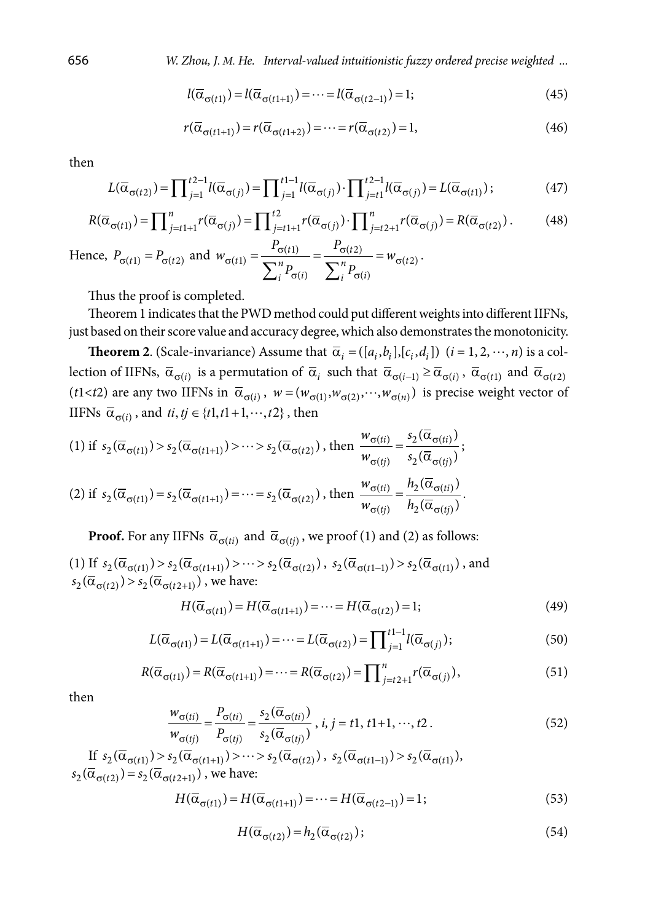$$l(\bar{\alpha}_{\sigma(t1)}) = l(\bar{\alpha}_{\sigma(t1+1)}) = \cdots = l(\bar{\alpha}_{\sigma(t2-1)}) = 1; \tag{45}$$

$$r(\bar{\alpha}_{\sigma(t1+1)}) = r(\bar{\alpha}_{\sigma(t1+2)}) = \cdots = r(\bar{\alpha}_{\sigma(t2)}) = 1, \tag{46}$$

then

$$L(\bar{\alpha}_{\sigma(t2)}) = \prod_{j=1}^{t2-1} l(\bar{\alpha}_{\sigma(j)}) = \prod_{j=1}^{t1-1} l(\bar{\alpha}_{\sigma(j)}) \cdot \prod_{j=t1}^{t2-1} l(\bar{\alpha}_{\sigma(j)}) = L(\bar{\alpha}_{\sigma(t1)}); \tag{47}$$

$$R(\bar{\alpha}_{\sigma(t1)}) = \prod_{j=t1+1}^{n} r(\bar{\alpha}_{\sigma(j)}) = \prod_{j=t1+1}^{t2} r(\bar{\alpha}_{\sigma(j)}) \cdot \prod_{j=t2+1}^{n} r(\bar{\alpha}_{\sigma(j)}) = R(\bar{\alpha}_{\sigma(t2)}). \tag{48}$$

Hence, $P_{\sigma(t1)} = P_{\sigma(t2)}$ and $w_{\sigma(t1)} = \dfrac{P_{\sigma(t1)}}{\sum_i^n P_{\sigma(i)}} = \dfrac{P_{\sigma(t2)}}{\sum_i^n P_{\sigma(i)}} = w_{\sigma(t2)}$.

Thus the proof is completed.

Theorem 1 indicates that the PWD method could put different weights into different IIFNs, just based on their score value and accuracy degree, which also demonstrates the monotonicity.

**Theorem 2**. (Scale-invariance) Assume that $\bar{\alpha}_i = ([a_i, b_i], [c_i, d_i])$ $(i = 1, 2, \cdots, n)$ is a collection of IIFNs, $\bar{\alpha}_{\sigma(i)}$ is a permutation of $\bar{\alpha}_i$ such that $\bar{\alpha}_{\sigma(i-1)} \geq \bar{\alpha}_{\sigma(i)}$, $\bar{\alpha}_{\sigma(t1)}$ and $\bar{\alpha}_{\sigma(t2)}$ $(t1 < t2)$ are any two IIFNs in $\bar{\alpha}_{\sigma(i)}$, $w = (w_{\sigma(1)}, w_{\sigma(2)}, \cdots, w_{\sigma(n)})$ is precise weight vector of IIFNs $\bar{\alpha}_{\sigma(i)}$, and $ti, tj \in \{t1, t1+1, \cdots, t2\}$, then

(1) if $s_2(\bar{\alpha}_{\sigma(t1)}) > s_2(\bar{\alpha}_{\sigma(t1+1)}) > \cdots > s_2(\bar{\alpha}_{\sigma(t2)})$, then $\dfrac{w_{\sigma(ti)}}{w_{\sigma(tj)}} = \dfrac{s_2(\bar{\alpha}_{\sigma(ti)})}{s_2(\bar{\alpha}_{\sigma(tj)})}$;

(2) if $s_2(\bar{\alpha}_{\sigma(t1)}) = s_2(\bar{\alpha}_{\sigma(t1+1)}) = \cdots = s_2(\bar{\alpha}_{\sigma(t2)})$, then $\dfrac{w_{\sigma(ti)}}{w_{\sigma(tj)}} = \dfrac{h_2(\bar{\alpha}_{\sigma(ti)})}{h_2(\bar{\alpha}_{\sigma(tj)})}$.

**Proof.** For any IIFNs $\bar{\alpha}_{\sigma(ti)}$ and $\bar{\alpha}_{\sigma(tj)}$, we proof (1) and (2) as follows:

(1) If $s_2(\bar{\alpha}_{\sigma(t1)}) > s_2(\bar{\alpha}_{\sigma(t1+1)}) > \cdots > s_2(\bar{\alpha}_{\sigma(t2)})$, $s_2(\bar{\alpha}_{\sigma(t1-1)}) > s_2(\bar{\alpha}_{\sigma(t1)})$, and $s_2(\bar{\alpha}_{\sigma(t2)}) > s_2(\bar{\alpha}_{\sigma(t2+1)})$, we have:

$$H(\bar{\alpha}_{\sigma(t1)}) = H(\bar{\alpha}_{\sigma(t1+1)}) = \cdots = H(\bar{\alpha}_{\sigma(t2)}) = 1; \tag{49}$$

$$L(\bar{\alpha}_{\sigma(t1)}) = L(\bar{\alpha}_{\sigma(t1+1)}) = \cdots = L(\bar{\alpha}_{\sigma(t2)}) = \prod_{j=1}^{t1-1} l(\bar{\alpha}_{\sigma(j)}); \tag{50}$$

$$R(\bar{\alpha}_{\sigma(t1)}) = R(\bar{\alpha}_{\sigma(t1+1)}) = \cdots = R(\bar{\alpha}_{\sigma(t2)}) = \prod_{j=t2+1}^{n} r(\bar{\alpha}_{\sigma(j)}), \tag{51}$$

then

$$\frac{w_{\sigma(ti)}}{w_{\sigma(tj)}} = \frac{P_{\sigma(ti)}}{P_{\sigma(tj)}} = \frac{s_2(\bar{\alpha}_{\sigma(ti)})}{s_2(\bar{\alpha}_{\sigma(tj)})}, \; i, j = t1, t1+1, \cdots, t2. \tag{52}$$

If $s_2(\bar{\alpha}_{\sigma(t1)}) > s_2(\bar{\alpha}_{\sigma(t1+1)}) > \cdots > s_2(\bar{\alpha}_{\sigma(t2)})$, $s_2(\bar{\alpha}_{\sigma(t1-1)}) > s_2(\bar{\alpha}_{\sigma(t1)})$, $s_2(\bar{\alpha}_{\sigma(t2)}) = s_2(\bar{\alpha}_{\sigma(t2+1)})$, we have:

$$H(\bar{\alpha}_{\sigma(t1)}) = H(\bar{\alpha}_{\sigma(t1+1)}) = \cdots = H(\bar{\alpha}_{\sigma(t2-1)}) = 1; \tag{53}$$

$$H(\bar{\alpha}_{\sigma(t2)}) = h_2(\bar{\alpha}_{\sigma(t2)}); \tag{54}$$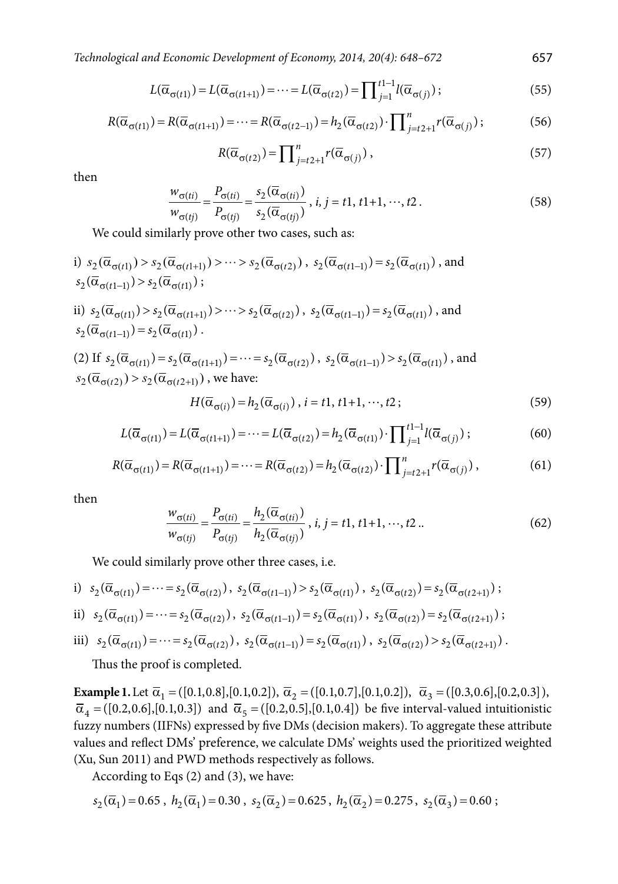$$L(\bar{\alpha}_{\sigma(t1)}) = L(\bar{\alpha}_{\sigma(t1+1)}) = \cdots = L(\bar{\alpha}_{\sigma(t2)}) = \prod_{j=1}^{t1-1} l(\bar{\alpha}_{\sigma(j)}); \tag{55}$$

$$R(\bar{\alpha}_{\sigma(t1)}) = R(\bar{\alpha}_{\sigma(t1+1)}) = \cdots = R(\bar{\alpha}_{\sigma(t2-1)}) = h_2(\bar{\alpha}_{\sigma(t2)}) \cdot \prod_{j=t2+1}^{n} r(\bar{\alpha}_{\sigma(j)}); \tag{56}$$

$$R(\bar{\alpha}_{\sigma(t2)}) = \prod_{j=t2+1}^{n} r(\bar{\alpha}_{\sigma(j)}), \tag{57}$$

then

$$\frac{w_{\sigma(ti)}}{w_{\sigma(tj)}} = \frac{P_{\sigma(ti)}}{P_{\sigma(tj)}} = \frac{s_2(\bar{\alpha}_{\sigma(ti)})}{s_2(\bar{\alpha}_{\sigma(tj)})}, \; i, j = t1, t1+1, \cdots, t2. \tag{58}$$

We could similarly prove other two cases, such as:

i) $s_2(\bar{\alpha}_{\sigma(t1)}) > s_2(\bar{\alpha}_{\sigma(t1+1)}) > \cdots > s_2(\bar{\alpha}_{\sigma(t2)})$, $s_2(\bar{\alpha}_{\sigma(t1-1)}) = s_2(\bar{\alpha}_{\sigma(t1)})$, and $s_2(\bar{\alpha}_{\sigma(t1-1)}) > s_2(\bar{\alpha}_{\sigma(t1)})$;

ii) $s_2(\bar{\alpha}_{\sigma(t1)}) > s_2(\bar{\alpha}_{\sigma(t1+1)}) > \cdots > s_2(\bar{\alpha}_{\sigma(t2)})$, $s_2(\bar{\alpha}_{\sigma(t1-1)}) = s_2(\bar{\alpha}_{\sigma(t1)})$, and $s_2(\bar{\alpha}_{\sigma(t1-1)}) = s_2(\bar{\alpha}_{\sigma(t1)})$.

(2) If $s_2(\bar{\alpha}_{\sigma(t1)}) = s_2(\bar{\alpha}_{\sigma(t1+1)}) = \cdots = s_2(\bar{\alpha}_{\sigma(t2)})$, $s_2(\bar{\alpha}_{\sigma(t1-1)}) > s_2(\bar{\alpha}_{\sigma(t1)})$, and $s_2(\bar{\alpha}_{\sigma(t2)}) > s_2(\bar{\alpha}_{\sigma(t2+1)})$, we have:

$$H(\bar{\alpha}_{\sigma(i)}) = h_2(\bar{\alpha}_{\sigma(i)}), \; i = t1, t1+1, \cdots, t2; \tag{59}$$

$$L(\bar{\alpha}_{\sigma(t1)}) = L(\bar{\alpha}_{\sigma(t1+1)}) = \cdots = L(\bar{\alpha}_{\sigma(t2)}) = h_2(\bar{\alpha}_{\sigma(t1)}) \cdot \prod_{j=1}^{t1-1} l(\bar{\alpha}_{\sigma(j)}); \tag{60}$$

$$R(\bar{\alpha}_{\sigma(t1)}) = R(\bar{\alpha}_{\sigma(t1+1)}) = \cdots = R(\bar{\alpha}_{\sigma(t2)}) = h_2(\bar{\alpha}_{\sigma(t2)}) \cdot \prod_{j=t2+1}^{n} r(\bar{\alpha}_{\sigma(j)}), \tag{61}$$

then

$$\frac{w_{\sigma(ti)}}{w_{\sigma(tj)}} = \frac{P_{\sigma(ti)}}{P_{\sigma(tj)}} = \frac{h_2(\bar{\alpha}_{\sigma(ti)})}{h_2(\bar{\alpha}_{\sigma(tj)})}, \; i, j = t1, t1+1, \cdots, t2.. \tag{62}$$

We could similarly prove other three cases, i.e.

i) $s_2(\bar{\alpha}_{\sigma(t1)}) = \cdots = s_2(\bar{\alpha}_{\sigma(t2)})$, $s_2(\bar{\alpha}_{\sigma(t1-1)}) > s_2(\bar{\alpha}_{\sigma(t1)})$, $s_2(\bar{\alpha}_{\sigma(t2)}) = s_2(\bar{\alpha}_{\sigma(t2+1)})$;

ii) $s_2(\bar{\alpha}_{\sigma(t1)}) = \cdots = s_2(\bar{\alpha}_{\sigma(t2)})$, $s_2(\bar{\alpha}_{\sigma(t1-1)}) = s_2(\bar{\alpha}_{\sigma(t1)})$, $s_2(\bar{\alpha}_{\sigma(t2)}) = s_2(\bar{\alpha}_{\sigma(t2+1)})$;

iii) $s_2(\bar{\alpha}_{\sigma(t1)}) = \cdots = s_2(\bar{\alpha}_{\sigma(t2)})$, $s_2(\bar{\alpha}_{\sigma(t1-1)}) = s_2(\bar{\alpha}_{\sigma(t1)})$, $s_2(\bar{\alpha}_{\sigma(t2)}) > s_2(\bar{\alpha}_{\sigma(t2+1)})$.

Thus the proof is completed.

**Example 1.** Let $\bar{\alpha}_1 = ([0.1, 0.8], [0.1, 0.2])$, $\bar{\alpha}_2 = ([0.1, 0.7], [0.1, 0.2])$, $\bar{\alpha}_3 = ([0.3, 0.6], [0.2, 0.3])$, $\bar{\alpha}_4 = ([0.2, 0.6], [0.1, 0.3])$ and $\bar{\alpha}_5 = ([0.2, 0.5], [0.1, 0.4])$ be five interval-valued intuitionistic fuzzy numbers (IIFNs) expressed by five DMs (decision makers). To aggregate these attribute values and reflect DMs' preference, we calculate DMs' weights used the prioritized weighted (Xu, Sun 2011) and PWD methods respectively as follows.

According to Eqs (2) and (3), we have:

$s_2(\bar{\alpha}_1) = 0.65$, $h_2(\bar{\alpha}_1) = 0.30$, $s_2(\bar{\alpha}_2) = 0.625$, $h_2(\bar{\alpha}_2) = 0.275$, $s_2(\bar{\alpha}_3) = 0.60$;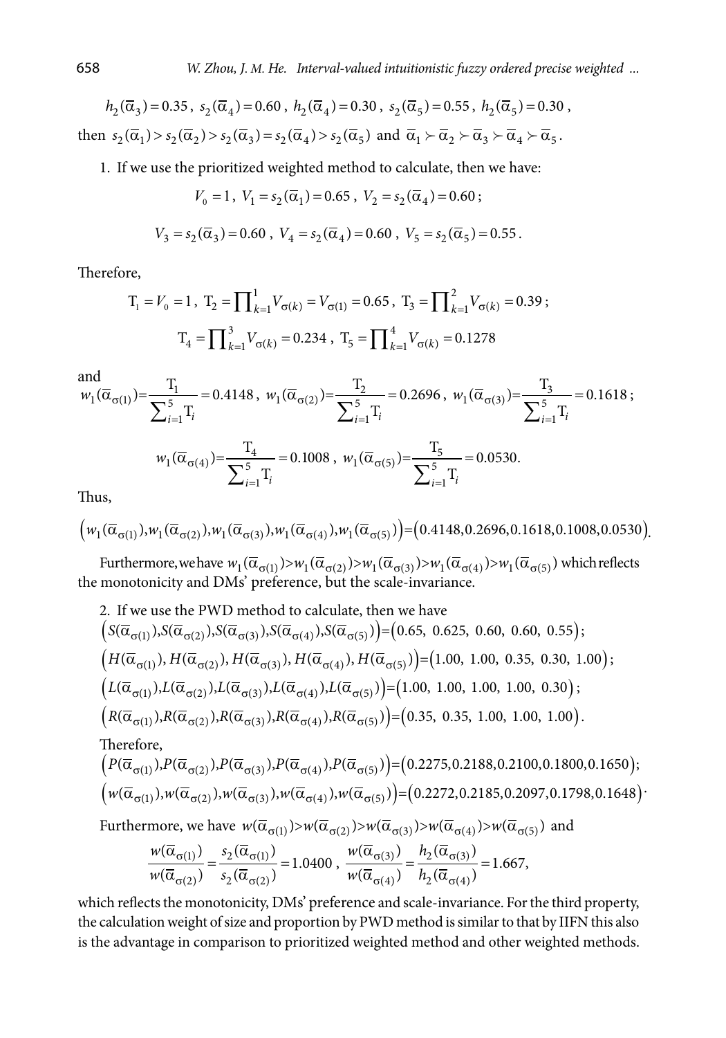$h_2(\bar{\alpha}_3)=0.35$, $s_2(\bar{\alpha}_4)=0.60$, $h_2(\bar{\alpha}_4)=0.30$, $s_2(\bar{\alpha}_5)=0.55$, $h_2(\bar{\alpha}_5)=0.30$,

then $s_2(\bar{\alpha}_1)>s_2(\bar{\alpha}_2)>s_2(\bar{\alpha}_3)=s_2(\bar{\alpha}_4)>s_2(\bar{\alpha}_5)$ and $\bar{\alpha}_1 \succ \bar{\alpha}_2 \succ \bar{\alpha}_3 \succ \bar{\alpha}_4 \succ \bar{\alpha}_5$.

1. If we use the prioritized weighted method to calculate, then we have:

$$V_0=1,\ V_1=s_2(\bar{\alpha}_1)=0.65,\ V_2=s_2(\bar{\alpha}_4)=0.60;$$

$$V_3=s_2(\bar{\alpha}_3)=0.60,\ V_4=s_2(\bar{\alpha}_4)=0.60,\ V_5=s_2(\bar{\alpha}_5)=0.55.$$

Therefore,

$$\mathrm{T}_1=V_0=1,\ \mathrm{T}_2=\prod\nolimits_{k=1}^{1}V_{\sigma(k)}=V_{\sigma(1)}=0.65,\ \mathrm{T}_3=\prod\nolimits_{k=1}^{2}V_{\sigma(k)}=0.39;$$

$$\mathrm{T}_4=\prod\nolimits_{k=1}^{3}V_{\sigma(k)}=0.234,\ \mathrm{T}_5=\prod\nolimits_{k=1}^{4}V_{\sigma(k)}=0.1278$$

and

$$w_1(\bar{\alpha}_{\sigma(1)})=\frac{\mathrm{T}_1}{\sum_{i=1}^{5}\mathrm{T}_i}=0.4148,\ w_1(\bar{\alpha}_{\sigma(2)})=\frac{\mathrm{T}_2}{\sum_{i=1}^{5}\mathrm{T}_i}=0.2696,\ w_1(\bar{\alpha}_{\sigma(3)})=\frac{\mathrm{T}_3}{\sum_{i=1}^{5}\mathrm{T}_i}=0.1618;$$

$$w_1(\bar{\alpha}_{\sigma(4)})=\frac{\mathrm{T}_4}{\sum_{i=1}^{5}\mathrm{T}_i}=0.1008,\ w_1(\bar{\alpha}_{\sigma(5)})=\frac{\mathrm{T}_5}{\sum_{i=1}^{5}\mathrm{T}_i}=0.0530.$$

Thus,

$$\left(w_1(\bar{\alpha}_{\sigma(1)}),w_1(\bar{\alpha}_{\sigma(2)}),w_1(\bar{\alpha}_{\sigma(3)}),w_1(\bar{\alpha}_{\sigma(4)}),w_1(\bar{\alpha}_{\sigma(5)})\right)=\left(0.4148,0.2696,0.1618,0.1008,0.0530\right).$$

Furthermore, we have $w_1(\bar{\alpha}_{\sigma(1)})>w_1(\bar{\alpha}_{\sigma(2)})>w_1(\bar{\alpha}_{\sigma(3)})>w_1(\bar{\alpha}_{\sigma(4)})>w_1(\bar{\alpha}_{\sigma(5)})$ which reflects the monotonicity and DMs' preference, but the scale-invariance.

2. If we use the PWD method to calculate, then we have

$$\left(S(\bar{\alpha}_{\sigma(1)}),S(\bar{\alpha}_{\sigma(2)}),S(\bar{\alpha}_{\sigma(3)}),S(\bar{\alpha}_{\sigma(4)}),S(\bar{\alpha}_{\sigma(5)})\right)=\left(0.65,\ 0.625,\ 0.60,\ 0.60,\ 0.55\right);$$

$$\left(H(\bar{\alpha}_{\sigma(1)}),H(\bar{\alpha}_{\sigma(2)}),H(\bar{\alpha}_{\sigma(3)}),H(\bar{\alpha}_{\sigma(4)}),H(\bar{\alpha}_{\sigma(5)})\right)=\left(1.00,\ 1.00,\ 0.35,\ 0.30,\ 1.00\right);$$

$$\left(L(\bar{\alpha}_{\sigma(1)}),L(\bar{\alpha}_{\sigma(2)}),L(\bar{\alpha}_{\sigma(3)}),L(\bar{\alpha}_{\sigma(4)}),L(\bar{\alpha}_{\sigma(5)})\right)=\left(1.00,\ 1.00,\ 1.00,\ 1.00,\ 0.30\right);$$

$$\left(R(\bar{\alpha}_{\sigma(1)}),R(\bar{\alpha}_{\sigma(2)}),R(\bar{\alpha}_{\sigma(3)}),R(\bar{\alpha}_{\sigma(4)}),R(\bar{\alpha}_{\sigma(5)})\right)=\left(0.35,\ 0.35,\ 1.00,\ 1.00,\ 1.00\right).$$

Therefore,

$$\left(P(\bar{\alpha}_{\sigma(1)}),P(\bar{\alpha}_{\sigma(2)}),P(\bar{\alpha}_{\sigma(3)}),P(\bar{\alpha}_{\sigma(4)}),P(\bar{\alpha}_{\sigma(5)})\right)=\left(0.2275,0.2188,0.2100,0.1800,0.1650\right);$$

$$\left(w(\bar{\alpha}_{\sigma(1)}),w(\bar{\alpha}_{\sigma(2)}),w(\bar{\alpha}_{\sigma(3)}),w(\bar{\alpha}_{\sigma(4)}),w(\bar{\alpha}_{\sigma(5)})\right)=\left(0.2272,0.2185,0.2097,0.1798,0.1648\right).$$

Furthermore, we have $w(\bar{\alpha}_{\sigma(1)})>w(\bar{\alpha}_{\sigma(2)})>w(\bar{\alpha}_{\sigma(3)})>w(\bar{\alpha}_{\sigma(4)})>w(\bar{\alpha}_{\sigma(5)})$ and

$$\frac{w(\bar{\alpha}_{\sigma(1)})}{w(\bar{\alpha}_{\sigma(2)})}=\frac{s_2(\bar{\alpha}_{\sigma(1)})}{s_2(\bar{\alpha}_{\sigma(2)})}=1.0400,\ \frac{w(\bar{\alpha}_{\sigma(3)})}{w(\bar{\alpha}_{\sigma(4)})}=\frac{h_2(\bar{\alpha}_{\sigma(3)})}{h_2(\bar{\alpha}_{\sigma(4)})}=1.667,$$

which reflects the monotonicity, DMs' preference and scale-invariance. For the third property, the calculation weight of size and proportion by PWD method is similar to that by IIFN this also is the advantage in comparison to prioritized weighted method and other weighted methods.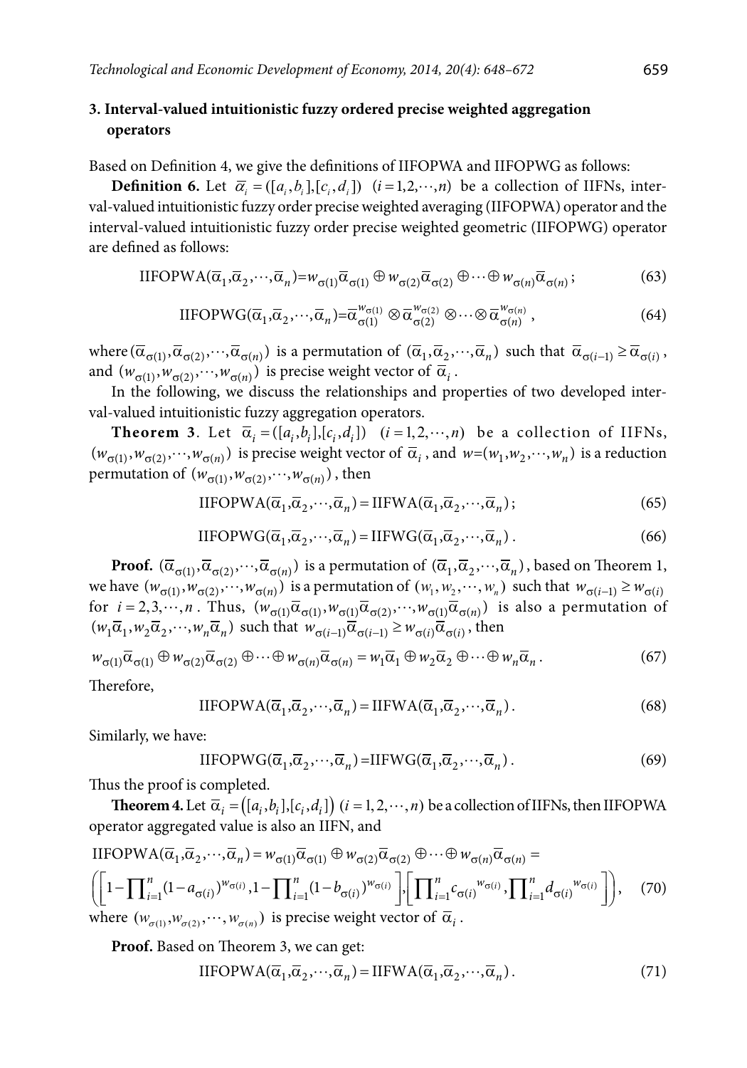## 3. Interval-valued intuitionistic fuzzy ordered precise weighted aggregation operators

Based on Definition 4, we give the definitions of IIFOPWA and IIFOPWG as follows:

**Definition 6.** Let $\overline{\alpha}_i = ([a_i, b_i], [c_i, d_i])$ $(i = 1, 2, \cdots, n)$ be a collection of IIFNs, interval-valued intuitionistic fuzzy order precise weighted averaging (IIFOPWA) operator and the interval-valued intuitionistic fuzzy order precise weighted geometric (IIFOPWG) operator are defined as follows:

$$\text{IIFOPWA}(\overline{\alpha}_1, \overline{\alpha}_2, \cdots, \overline{\alpha}_n) = w_{\sigma(1)}\overline{\alpha}_{\sigma(1)} \oplus w_{\sigma(2)}\overline{\alpha}_{\sigma(2)} \oplus \cdots \oplus w_{\sigma(n)}\overline{\alpha}_{\sigma(n)}; \tag{63}$$

$$\text{IIFOPWG}(\overline{\alpha}_1, \overline{\alpha}_2, \cdots, \overline{\alpha}_n) = \overline{\alpha}_{\sigma(1)}^{w_{\sigma(1)}} \otimes \overline{\alpha}_{\sigma(2)}^{w_{\sigma(2)}} \otimes \cdots \otimes \overline{\alpha}_{\sigma(n)}^{w_{\sigma(n)}}, \tag{64}$$

where $(\overline{\alpha}_{\sigma(1)}, \overline{\alpha}_{\sigma(2)}, \cdots, \overline{\alpha}_{\sigma(n)})$ is a permutation of $(\overline{\alpha}_1, \overline{\alpha}_2, \cdots, \overline{\alpha}_n)$ such that $\overline{\alpha}_{\sigma(i-1)} \geq \overline{\alpha}_{\sigma(i)}$, and $(w_{\sigma(1)}, w_{\sigma(2)}, \cdots, w_{\sigma(n)})$ is precise weight vector of $\overline{\alpha}_i$.

In the following, we discuss the relationships and properties of two developed interval-valued intuitionistic fuzzy aggregation operators.

**Theorem 3**. Let $\overline{\alpha}_i = ([a_i, b_i], [c_i, d_i])$ $(i = 1, 2, \cdots, n)$ be a collection of IIFNs, $(w_{\sigma(1)}, w_{\sigma(2)}, \cdots, w_{\sigma(n)})$ is precise weight vector of $\overline{\alpha}_i$, and $w = (w_1, w_2, \cdots, w_n)$ is a reduction permutation of $(w_{\sigma(1)}, w_{\sigma(2)}, \cdots, w_{\sigma(n)})$, then

$$\text{IIFOPWA}(\overline{\alpha}_1, \overline{\alpha}_2, \cdots, \overline{\alpha}_n) = \text{IIFWA}(\overline{\alpha}_1, \overline{\alpha}_2, \cdots, \overline{\alpha}_n); \tag{65}$$

$$\text{IIFOPWG}(\overline{\alpha}_1, \overline{\alpha}_2, \cdots, \overline{\alpha}_n) = \text{IIFWG}(\overline{\alpha}_1, \overline{\alpha}_2, \cdots, \overline{\alpha}_n). \tag{66}$$

**Proof.** $(\overline{\alpha}_{\sigma(1)}, \overline{\alpha}_{\sigma(2)}, \cdots, \overline{\alpha}_{\sigma(n)})$ is a permutation of $(\overline{\alpha}_1, \overline{\alpha}_2, \cdots, \overline{\alpha}_n)$, based on Theorem 1, we have $(w_{\sigma(1)}, w_{\sigma(2)}, \cdots, w_{\sigma(n)})$ is a permutation of $(w_1, w_2, \cdots, w_n)$ such that $w_{\sigma(i-1)} \geq w_{\sigma(i)}$ for $i = 2, 3, \cdots, n$. Thus, $(w_{\sigma(1)}\overline{\alpha}_{\sigma(1)}, w_{\sigma(1)}\overline{\alpha}_{\sigma(2)}, \cdots, w_{\sigma(1)}\overline{\alpha}_{\sigma(n)})$ is also a permutation of $(w_1\overline{\alpha}_1, w_2\overline{\alpha}_2, \cdots, w_n\overline{\alpha}_n)$ such that $w_{\sigma(i-1)}\overline{\alpha}_{\sigma(i-1)} \geq w_{\sigma(i)}\overline{\alpha}_{\sigma(i)}$, then

$$w_{\sigma(1)}\overline{\alpha}_{\sigma(1)} \oplus w_{\sigma(2)}\overline{\alpha}_{\sigma(2)} \oplus \cdots \oplus w_{\sigma(n)}\overline{\alpha}_{\sigma(n)} = w_1\overline{\alpha}_1 \oplus w_2\overline{\alpha}_2 \oplus \cdots \oplus w_n\overline{\alpha}_n. \tag{67}$$

Therefore,

$$\text{IIFOPWA}(\overline{\alpha}_1, \overline{\alpha}_2, \cdots, \overline{\alpha}_n) = \text{IIFWA}(\overline{\alpha}_1, \overline{\alpha}_2, \cdots, \overline{\alpha}_n). \tag{68}$$

Similarly, we have:

$$\text{IIFOPWG}(\overline{\alpha}_1, \overline{\alpha}_2, \cdots, \overline{\alpha}_n) = \text{IIFWG}(\overline{\alpha}_1, \overline{\alpha}_2, \cdots, \overline{\alpha}_n). \tag{69}$$

Thus the proof is completed.

**Theorem 4.** Let $\overline{\alpha}_i = ([a_i, b_i], [c_i, d_i])$ $(i = 1, 2, \cdots, n)$ be a collection of IIFNs, then IIFOPWA operator aggregated value is also an IIFN, and

$$\text{IIFOPWA}(\overline{\alpha}_1, \overline{\alpha}_2, \cdots, \overline{\alpha}_n) = w_{\sigma(1)}\overline{\alpha}_{\sigma(1)} \oplus w_{\sigma(2)}\overline{\alpha}_{\sigma(2)} \oplus \cdots \oplus w_{\sigma(n)}\overline{\alpha}_{\sigma(n)} =$$
$$\left(\left[1 - \prod_{i=1}^{n}(1 - a_{\sigma(i)})^{w_{\sigma(i)}}, 1 - \prod_{i=1}^{n}(1 - b_{\sigma(i)})^{w_{\sigma(i)}}\right], \left[\prod_{i=1}^{n} c_{\sigma(i)}^{\ w_{\sigma(i)}}, \prod_{i=1}^{n} d_{\sigma(i)}^{\ w_{\sigma(i)}}\right]\right), \tag{70}$$

where $(w_{\sigma(1)}, w_{\sigma(2)}, \cdots, w_{\sigma(n)})$ is precise weight vector of $\overline{\alpha}_i$.

**Proof.** Based on Theorem 3, we can get:

$$\text{IIFOPWA}(\overline{\alpha}_1, \overline{\alpha}_2, \cdots, \overline{\alpha}_n) = \text{IIFWA}(\overline{\alpha}_1, \overline{\alpha}_2, \cdots, \overline{\alpha}_n). \tag{71}$$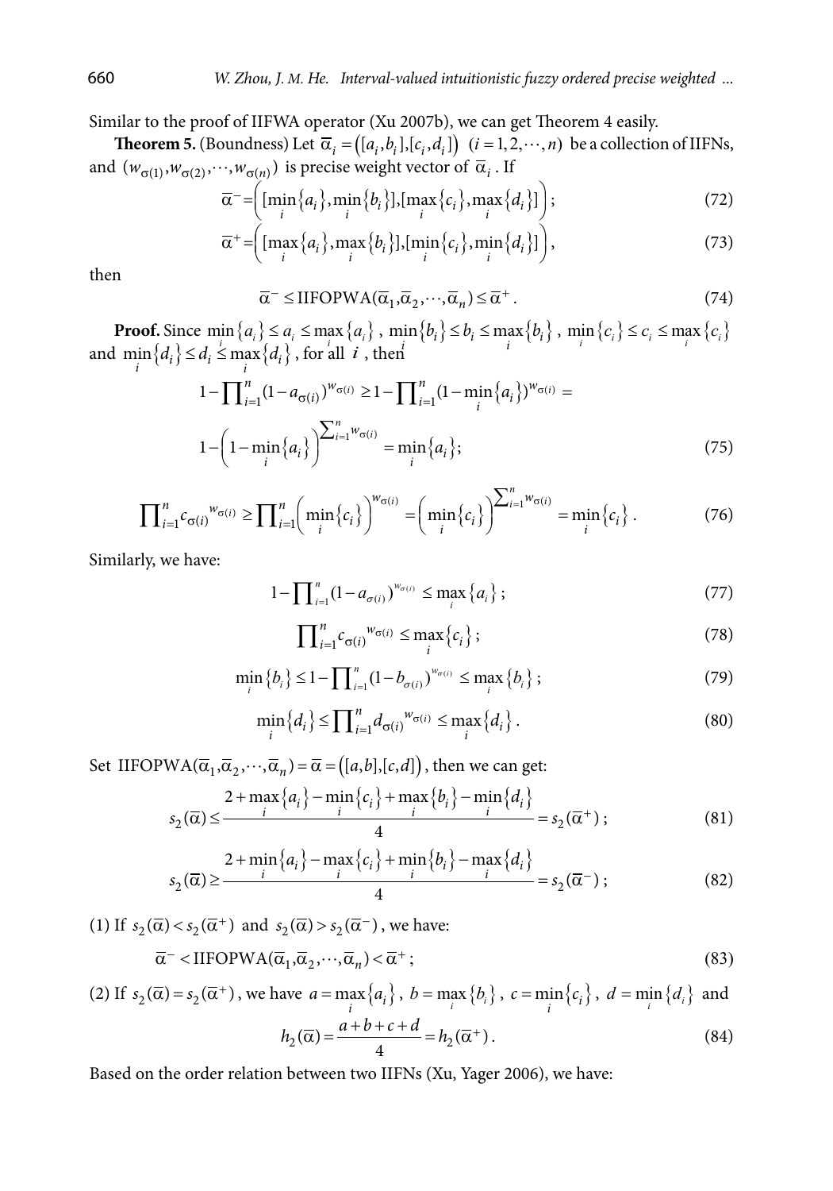Similar to the proof of IIFWA operator (Xu 2007b), we can get Theorem 4 easily.

**Theorem 5.** (Boundness) Let $\overline{\alpha}_i = ([a_i, b_i], [c_i, d_i])$ $(i = 1, 2, \cdots, n)$ be a collection of IIFNs, and $(w_{\sigma(1)}, w_{\sigma(2)}, \cdots, w_{\sigma(n)})$ is precise weight vector of $\overline{\alpha}_i$. If

$$\overline{\alpha}^- = \left( [\min_i \{a_i\}, \min_i \{b_i\}], [\max_i \{c_i\}, \max_i \{d_i\}] \right); \tag{72}$$

$$\overline{\alpha}^+ = \left( [\max_i \{a_i\}, \max_i \{b_i\}], [\min_i \{c_i\}, \min_i \{d_i\}] \right), \tag{73}$$

then

$$\overline{\alpha}^- \leq \text{IIFOPWA}(\overline{\alpha}_1, \overline{\alpha}_2, \cdots, \overline{\alpha}_n) \leq \overline{\alpha}^+. \tag{74}$$

**Proof.** Since $\min_i \{a_i\} \leq a_i \leq \max_i \{a_i\}$, $\min_i \{b_i\} \leq b_i \leq \max_i \{b_i\}$, $\min_i \{c_i\} \leq c_i \leq \max_i \{c_i\}$ and $\min_i \{d_i\} \leq d_i \leq \max_i \{d_i\}$, for all $i$, then

$$1 - \prod_{i=1}^n (1 - a_{\sigma(i)})^{w_{\sigma(i)}} \geq 1 - \prod_{i=1}^n (1 - \min_i \{a_i\})^{w_{\sigma(i)}} =$$
$$1 - \left(1 - \min_i \{a_i\}\right)^{\sum_{i=1}^n w_{\sigma(i)}} = \min_i \{a_i\}; \tag{75}$$

$$\prod_{i=1}^n c_{\sigma(i)}{}^{w_{\sigma(i)}} \geq \prod_{i=1}^n \left( \min_i \{c_i\} \right)^{w_{\sigma(i)}} = \left( \min_i \{c_i\} \right)^{\sum_{i=1}^n w_{\sigma(i)}} = \min_i \{c_i\}. \tag{76}$$

Similarly, we have:

$$1 - \prod_{i=1}^n (1 - a_{\sigma(i)})^{w_{\sigma(i)}} \leq \max_i \{a_i\}; \tag{77}$$

$$\prod_{i=1}^n c_{\sigma(i)}{}^{w_{\sigma(i)}} \leq \max_i \{c_i\}; \tag{78}$$

$$\min_i \{b_i\} \leq 1 - \prod_{i=1}^n (1 - b_{\sigma(i)})^{w_{\sigma(i)}} \leq \max_i \{b_i\}; \tag{79}$$

$$\min_i \{d_i\} \leq \prod_{i=1}^n d_{\sigma(i)}{}^{w_{\sigma(i)}} \leq \max_i \{d_i\}. \tag{80}$$

Set $\text{IIFOPWA}(\overline{\alpha}_1, \overline{\alpha}_2, \cdots, \overline{\alpha}_n) = \overline{\alpha} = ([a, b], [c, d])$, then we can get:

$$s_2(\overline{\alpha}) \leq \frac{2 + \max_i \{a_i\} - \min_i \{c_i\} + \max_i \{b_i\} - \min_i \{d_i\}}{4} = s_2(\overline{\alpha}^+); \tag{81}$$

$$s_2(\overline{\alpha}) \geq \frac{2 + \min_i \{a_i\} - \max_i \{c_i\} + \min_i \{b_i\} - \max_i \{d_i\}}{4} = s_2(\overline{\alpha}^-); \tag{82}$$

(1) If $s_2(\overline{\alpha}) < s_2(\overline{\alpha}^+)$ and $s_2(\overline{\alpha}) > s_2(\overline{\alpha}^-)$, we have:

$$\overline{\alpha}^- < \text{IIFOPWA}(\overline{\alpha}_1, \overline{\alpha}_2, \cdots, \overline{\alpha}_n) < \overline{\alpha}^+; \tag{83}$$

(2) If $s_2(\overline{\alpha}) = s_2(\overline{\alpha}^+)$, we have $a = \max_i \{a_i\}$, $b = \max_i \{b_i\}$, $c = \min_i \{c_i\}$, $d = \min_i \{d_i\}$ and

$$h_2(\overline{\alpha}) = \frac{a + b + c + d}{4} = h_2(\overline{\alpha}^+). \tag{84}$$

Based on the order relation between two IIFNs (Xu, Yager 2006), we have: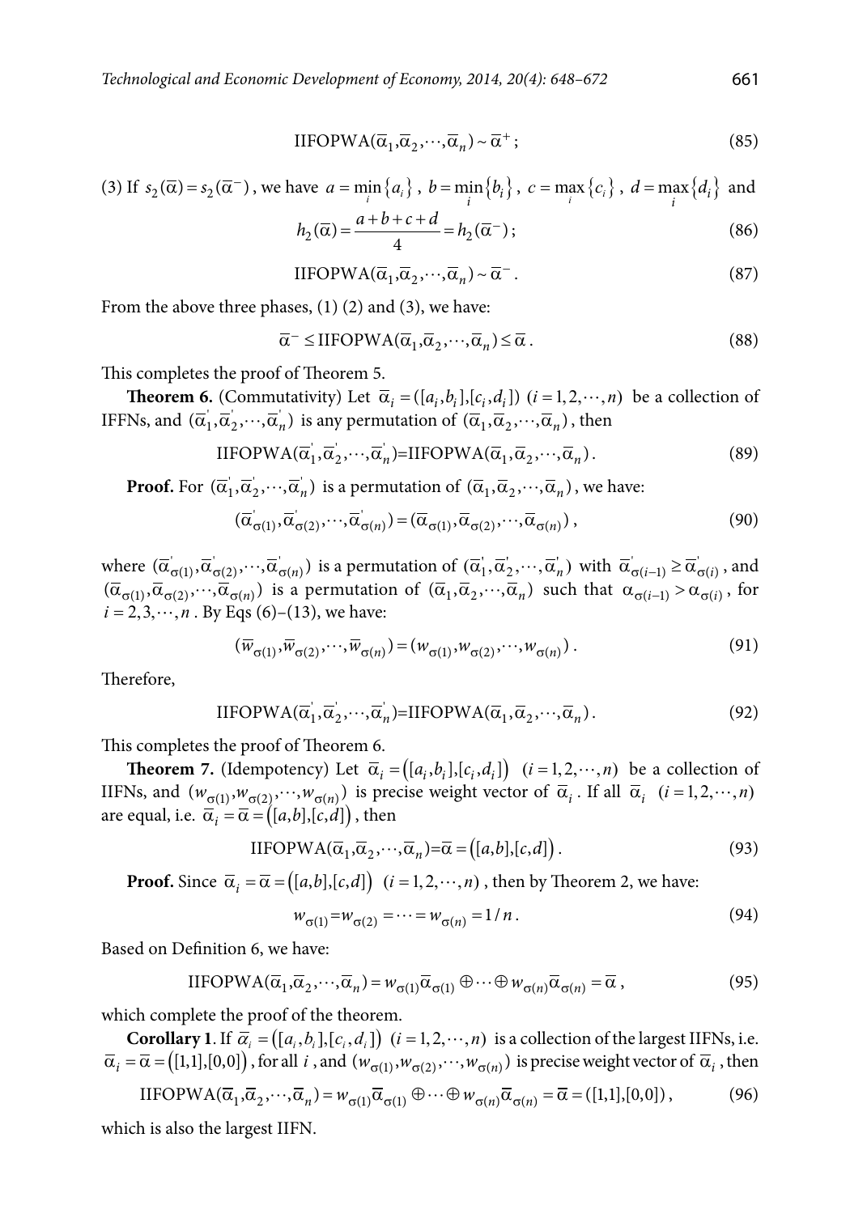$$\text{IIFOPWA}(\overline{\alpha}_1,\overline{\alpha}_2,\cdots,\overline{\alpha}_n) \sim \overline{\alpha}^+ ; \tag{85}$$

(3) If $s_2(\overline{\alpha}) = s_2(\overline{\alpha}^-)$, we have $a = \min_i\{a_i\}$, $b = \min_i\{b_i\}$, $c = \max_i\{c_i\}$, $d = \max_i\{d_i\}$ and

$$h_2(\overline{\alpha}) = \frac{a+b+c+d}{4} = h_2(\overline{\alpha}^-) ; \tag{86}$$

$$\text{IIFOPWA}(\overline{\alpha}_1,\overline{\alpha}_2,\cdots,\overline{\alpha}_n) \sim \overline{\alpha}^- . \tag{87}$$

From the above three phases, (1) (2) and (3), we have:

$$\overline{\alpha}^- \leq \text{IIFOPWA}(\overline{\alpha}_1,\overline{\alpha}_2,\cdots,\overline{\alpha}_n) \leq \overline{\alpha} . \tag{88}$$

This completes the proof of Theorem 5.

**Theorem 6.** (Commutativity) Let $\overline{\alpha}_i = ([a_i,b_i],[c_i,d_i])$ $(i=1,2,\cdots,n)$ be a collection of IFFNs, and $(\overline{\alpha}_1^{'},\overline{\alpha}_2^{'},\cdots,\overline{\alpha}_n^{'})$ is any permutation of $(\overline{\alpha}_1,\overline{\alpha}_2,\cdots,\overline{\alpha}_n)$, then

$$\text{IIFOPWA}(\overline{\alpha}_1^{'},\overline{\alpha}_2^{'},\cdots,\overline{\alpha}_n^{'})=\text{IIFOPWA}(\overline{\alpha}_1,\overline{\alpha}_2,\cdots,\overline{\alpha}_n) . \tag{89}$$

**Proof.** For $(\overline{\alpha}_1^{'},\overline{\alpha}_2^{'},\cdots,\overline{\alpha}_n^{'})$ is a permutation of $(\overline{\alpha}_1,\overline{\alpha}_2,\cdots,\overline{\alpha}_n)$, we have:

$$(\overline{\alpha}_{\sigma(1)}^{'},\overline{\alpha}_{\sigma(2)}^{'},\cdots,\overline{\alpha}_{\sigma(n)}^{'}) = (\overline{\alpha}_{\sigma(1)},\overline{\alpha}_{\sigma(2)},\cdots,\overline{\alpha}_{\sigma(n)}) , \tag{90}$$

where $(\overline{\alpha}_{\sigma(1)}^{'},\overline{\alpha}_{\sigma(2)}^{'},\cdots,\overline{\alpha}_{\sigma(n)}^{'})$ is a permutation of $(\overline{\alpha}_1^{'},\overline{\alpha}_2^{'},\cdots,\overline{\alpha}_n^{'})$ with $\overline{\alpha}_{\sigma(i-1)}^{'} \geq \overline{\alpha}_{\sigma(i)}^{'}$, and $(\overline{\alpha}_{\sigma(1)},\overline{\alpha}_{\sigma(2)},\cdots,\overline{\alpha}_{\sigma(n)})$ is a permutation of $(\overline{\alpha}_1,\overline{\alpha}_2,\cdots,\overline{\alpha}_n)$ such that $\alpha_{\sigma(i-1)} > \alpha_{\sigma(i)}$, for $i = 2,3,\cdots,n$. By Eqs (6)–(13), we have:

$$(\overline{w}_{\sigma(1)},\overline{w}_{\sigma(2)},\cdots,\overline{w}_{\sigma(n)}) = (w_{\sigma(1)},w_{\sigma(2)},\cdots,w_{\sigma(n)}) . \tag{91}$$

Therefore,

$$\text{IIFOPWA}(\overline{\alpha}_1^{'},\overline{\alpha}_2^{'},\cdots,\overline{\alpha}_n^{'})=\text{IIFOPWA}(\overline{\alpha}_1,\overline{\alpha}_2,\cdots,\overline{\alpha}_n) . \tag{92}$$

This completes the proof of Theorem 6.

**Theorem 7.** (Idempotency) Let $\overline{\alpha}_i = \left([a_i,b_i],[c_i,d_i]\right)$ $(i=1,2,\cdots,n)$ be a collection of IIFNs, and $(w_{\sigma(1)},w_{\sigma(2)},\cdots,w_{\sigma(n)})$ is precise weight vector of $\overline{\alpha}_i$. If all $\overline{\alpha}_i$ $(i=1,2,\cdots,n)$ are equal, i.e. $\overline{\alpha}_i = \overline{\alpha} = \left([a,b],[c,d]\right)$, then

$$\text{IIFOPWA}(\overline{\alpha}_1,\overline{\alpha}_2,\cdots,\overline{\alpha}_n)=\overline{\alpha} = \left([a,b],[c,d]\right) . \tag{93}$$

**Proof.** Since $\overline{\alpha}_i = \overline{\alpha} = \left([a,b],[c,d]\right)$ $(i=1,2,\cdots,n)$, then by Theorem 2, we have:

$$w_{\sigma(1)}=w_{\sigma(2)} = \cdots = w_{\sigma(n)} = 1/n . \tag{94}$$

Based on Definition 6, we have:

$$\text{IIFOPWA}(\overline{\alpha}_1,\overline{\alpha}_2,\cdots,\overline{\alpha}_n) = w_{\sigma(1)}\overline{\alpha}_{\sigma(1)} \oplus \cdots \oplus w_{\sigma(n)}\overline{\alpha}_{\sigma(n)} = \overline{\alpha} , \tag{95}$$

which complete the proof of the theorem.

**Corollary 1**. If $\overline{\alpha}_i = \left([a_i,b_i],[c_i,d_i]\right)$ $(i=1,2,\cdots,n)$ is a collection of the largest IIFNs, i.e. $\overline{\alpha}_i = \overline{\alpha} = \left([1,1],[0,0]\right)$, for all $i$, and $(w_{\sigma(1)},w_{\sigma(2)},\cdots,w_{\sigma(n)})$ is precise weight vector of $\overline{\alpha}_i$, then

$$\text{IIFOPWA}(\overline{\alpha}_1,\overline{\alpha}_2,\cdots,\overline{\alpha}_n) = w_{\sigma(1)}\overline{\alpha}_{\sigma(1)} \oplus \cdots \oplus w_{\sigma(n)}\overline{\alpha}_{\sigma(n)} = \overline{\alpha} = ([1,1],[0,0]) , \tag{96}$$

which is also the largest IIFN.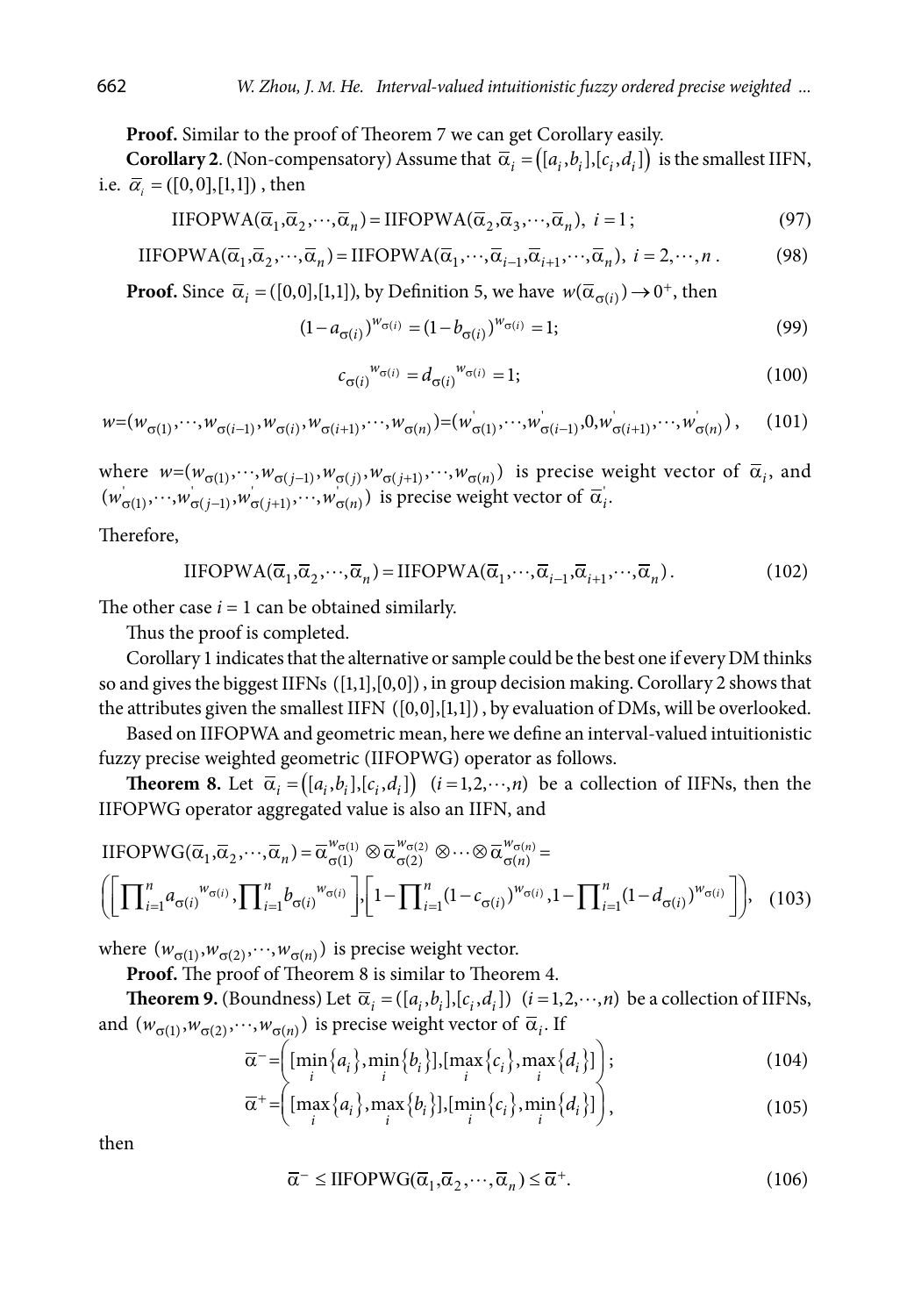**Proof.** Similar to the proof of Theorem 7 we can get Corollary easily.

**Corollary 2.** (Non-compensatory) Assume that $\overline{\alpha}_i = ([a_i, b_i], [c_i, d_i])$ is the smallest IIFN, i.e. $\overline{\alpha}_i = ([0,0],[1,1])$, then

$$\text{IIFOPWA}(\overline{\alpha}_1, \overline{\alpha}_2, \cdots, \overline{\alpha}_n) = \text{IIFOPWA}(\overline{\alpha}_2, \overline{\alpha}_3, \cdots, \overline{\alpha}_n),\ i = 1; \tag{97}$$

$$\text{IIFOPWA}(\overline{\alpha}_1, \overline{\alpha}_2, \cdots, \overline{\alpha}_n) = \text{IIFOPWA}(\overline{\alpha}_1, \cdots, \overline{\alpha}_{i-1}, \overline{\alpha}_{i+1}, \cdots, \overline{\alpha}_n),\ i = 2, \cdots, n. \tag{98}$$

**Proof.** Since $\overline{\alpha}_i = ([0,0],[1,1])$, by Definition 5, we have $w(\overline{\alpha}_{\sigma(i)}) \to 0^+$, then

$$(1 - a_{\sigma(i)})^{w_{\sigma(i)}} = (1 - b_{\sigma(i)})^{w_{\sigma(i)}} = 1; \tag{99}$$

$$c_{\sigma(i)}^{\ w_{\sigma(i)}} = d_{\sigma(i)}^{\ w_{\sigma(i)}} = 1; \tag{100}$$

$$w = (w_{\sigma(1)}, \cdots, w_{\sigma(i-1)}, w_{\sigma(i)}, w_{\sigma(i+1)}, \cdots, w_{\sigma(n)}) = (w'_{\sigma(1)}, \cdots, w'_{\sigma(i-1)}, 0, w'_{\sigma(i+1)}, \cdots, w'_{\sigma(n)}), \tag{101}$$

where $w = (w_{\sigma(1)}, \cdots, w_{\sigma(j-1)}, w_{\sigma(j)}, w_{\sigma(j+1)}, \cdots, w_{\sigma(n)})$ is precise weight vector of $\overline{\alpha}_i$, and $(w'_{\sigma(1)}, \cdots, w'_{\sigma(j-1)}, w'_{\sigma(j+1)}, \cdots, w'_{\sigma(n)})$ is precise weight vector of $\overline{\alpha}'_i$.

Therefore,

$$\text{IIFOPWA}(\overline{\alpha}_1, \overline{\alpha}_2, \cdots, \overline{\alpha}_n) = \text{IIFOPWA}(\overline{\alpha}_1, \cdots, \overline{\alpha}_{i-1}, \overline{\alpha}_{i+1}, \cdots, \overline{\alpha}_n). \tag{102}$$

The other case $i = 1$ can be obtained similarly.

Thus the proof is completed.

Corollary 1 indicates that the alternative or sample could be the best one if every DM thinks so and gives the biggest IIFNs $([1,1],[0,0])$, in group decision making. Corollary 2 shows that the attributes given the smallest IIFN $([0,0],[1,1])$, by evaluation of DMs, will be overlooked.

Based on IIFOPWA and geometric mean, here we define an interval-valued intuitionistic fuzzy precise weighted geometric (IIFOPWG) operator as follows.

**Theorem 8.** Let $\overline{\alpha}_i = ([a_i, b_i], [c_i, d_i])$ $(i = 1, 2, \cdots, n)$ be a collection of IIFNs, then the IIFOPWG operator aggregated value is also an IIFN, and

$$\text{IIFOPWG}(\overline{\alpha}_1, \overline{\alpha}_2, \cdots, \overline{\alpha}_n) = \overline{\alpha}_{\sigma(1)}^{w_{\sigma(1)}} \otimes \overline{\alpha}_{\sigma(2)}^{w_{\sigma(2)}} \otimes \cdots \otimes \overline{\alpha}_{\sigma(n)}^{w_{\sigma(n)}} =$$
$$\left( \left[ \prod_{i=1}^{n} a_{\sigma(i)}^{\ w_{\sigma(i)}}, \prod_{i=1}^{n} b_{\sigma(i)}^{\ w_{\sigma(i)}} \right], \left[ 1 - \prod_{i=1}^{n} (1 - c_{\sigma(i)})^{w_{\sigma(i)}}, 1 - \prod_{i=1}^{n} (1 - d_{\sigma(i)})^{w_{\sigma(i)}} \right] \right), \tag{103}$$

where $(w_{\sigma(1)}, w_{\sigma(2)}, \cdots, w_{\sigma(n)})$ is precise weight vector.

**Proof.** The proof of Theorem 8 is similar to Theorem 4.

**Theorem 9.** (Boundness) Let $\overline{\alpha}_i = ([a_i, b_i], [c_i, d_i])$ $(i = 1, 2, \cdots, n)$ be a collection of IIFNs, and $(w_{\sigma(1)}, w_{\sigma(2)}, \cdots, w_{\sigma(n)})$ is precise weight vector of $\overline{\alpha}_i$. If

$$\overline{\alpha}^- = \left( [\min_i \{a_i\}, \min_i \{b_i\}], [\max_i \{c_i\}, \max_i \{d_i\}] \right); \tag{104}$$

$$\overline{\alpha}^+ = \left( [\max_i \{a_i\}, \max_i \{b_i\}], [\min_i \{c_i\}, \min_i \{d_i\}] \right), \tag{105}$$

then

$$\overline{\alpha}^- \leq \text{IIFOPWG}(\overline{\alpha}_1, \overline{\alpha}_2, \cdots, \overline{\alpha}_n) \leq \overline{\alpha}^+. \tag{106}$$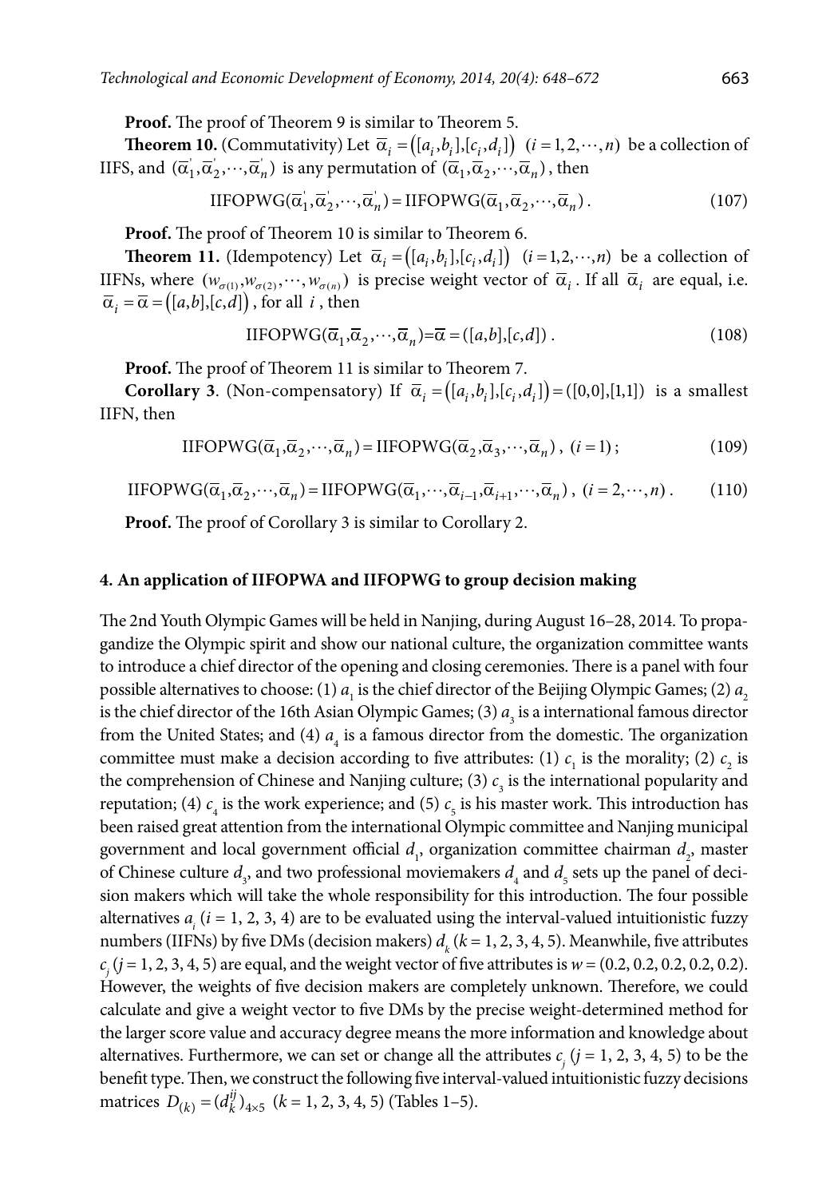**Proof.** The proof of Theorem 9 is similar to Theorem 5.

**Theorem 10.** (Commutativity) Let $\overline{\alpha}_i = ([a_i, b_i], [c_i, d_i])$ $(i = 1, 2, \cdots, n)$ be a collection of IIFS, and $(\overline{\alpha}_1^{'}, \overline{\alpha}_2^{'}, \cdots, \overline{\alpha}_n^{'})$ is any permutation of $(\overline{\alpha}_1, \overline{\alpha}_2, \cdots, \overline{\alpha}_n)$, then

$$\text{IIFOPWG}(\overline{\alpha}_1^{'}, \overline{\alpha}_2^{'}, \cdots, \overline{\alpha}_n^{'}) = \text{IIFOPWG}(\overline{\alpha}_1, \overline{\alpha}_2, \cdots, \overline{\alpha}_n). \tag{107}$$

**Proof.** The proof of Theorem 10 is similar to Theorem 6.

**Theorem 11.** (Idempotency) Let $\overline{\alpha}_i = ([a_i, b_i], [c_i, d_i])$ $(i = 1, 2, \cdots, n)$ be a collection of IIFNs, where $(w_{\sigma(1)}, w_{\sigma(2)}, \cdots, w_{\sigma(n)})$ is precise weight vector of $\overline{\alpha}_i$. If all $\overline{\alpha}_i$ are equal, i.e. $\overline{\alpha}_i = \overline{\alpha} = ([a, b], [c, d])$, for all $i$, then

$$\text{IIFOPWG}(\overline{\alpha}_1, \overline{\alpha}_2, \cdots, \overline{\alpha}_n) = \overline{\alpha} = ([a, b], [c, d]). \tag{108}$$

**Proof.** The proof of Theorem 11 is similar to Theorem 7.

**Corollary 3**. (Non-compensatory) If $\overline{\alpha}_i = ([a_i, b_i], [c_i, d_i]) = ([0,0],[1,1])$ is a smallest IIFN, then

$$\text{IIFOPWG}(\overline{\alpha}_1, \overline{\alpha}_2, \cdots, \overline{\alpha}_n) = \text{IIFOPWG}(\overline{\alpha}_2, \overline{\alpha}_3, \cdots, \overline{\alpha}_n), \ (i = 1); \tag{109}$$

$$\text{IIFOPWG}(\overline{\alpha}_1, \overline{\alpha}_2, \cdots, \overline{\alpha}_n) = \text{IIFOPWG}(\overline{\alpha}_1, \cdots, \overline{\alpha}_{i-1}, \overline{\alpha}_{i+1}, \cdots, \overline{\alpha}_n), \ (i = 2, \cdots, n). \tag{110}$$

**Proof.** The proof of Corollary 3 is similar to Corollary 2.

## 4. An application of IIFOPWA and IIFOPWG to group decision making

The 2nd Youth Olympic Games will be held in Nanjing, during August 16–28, 2014. To propagandize the Olympic spirit and show our national culture, the organization committee wants to introduce a chief director of the opening and closing ceremonies. There is a panel with four possible alternatives to choose: (1) $a_1$ is the chief director of the Beijing Olympic Games; (2) $a_2$ is the chief director of the 16th Asian Olympic Games; (3) $a_3$ is a international famous director from the United States; and (4) $a_4$ is a famous director from the domestic. The organization committee must make a decision according to five attributes: (1) $c_1$ is the morality; (2) $c_2$ is the comprehension of Chinese and Nanjing culture; (3) $c_3$ is the international popularity and reputation; (4) $c_4$ is the work experience; and (5) $c_5$ is his master work. This introduction has been raised great attention from the international Olympic committee and Nanjing municipal government and local government official $d_1$, organization committee chairman $d_2$, master of Chinese culture $d_3$, and two professional moviemakers $d_4$ and $d_5$ sets up the panel of decision makers which will take the whole responsibility for this introduction. The four possible alternatives $a_i$ ($i$ = 1, 2, 3, 4) are to be evaluated using the interval-valued intuitionistic fuzzy numbers (IIFNs) by five DMs (decision makers) $d_k$ ($k$ = 1, 2, 3, 4, 5). Meanwhile, five attributes $c_j$ ($j$ = 1, 2, 3, 4, 5) are equal, and the weight vector of five attributes is $w$ = (0.2, 0.2, 0.2, 0.2, 0.2). However, the weights of five decision makers are completely unknown. Therefore, we could calculate and give a weight vector to five DMs by the precise weight-determined method for the larger score value and accuracy degree means the more information and knowledge about alternatives. Furthermore, we can set or change all the attributes $c_j$ ($j$ = 1, 2, 3, 4, 5) to be the benefit type. Then, we construct the following five interval-valued intuitionistic fuzzy decisions matrices $D_{(k)} = (d_k^{ij})_{4 \times 5}$ ($k$ = 1, 2, 3, 4, 5) (Tables 1–5).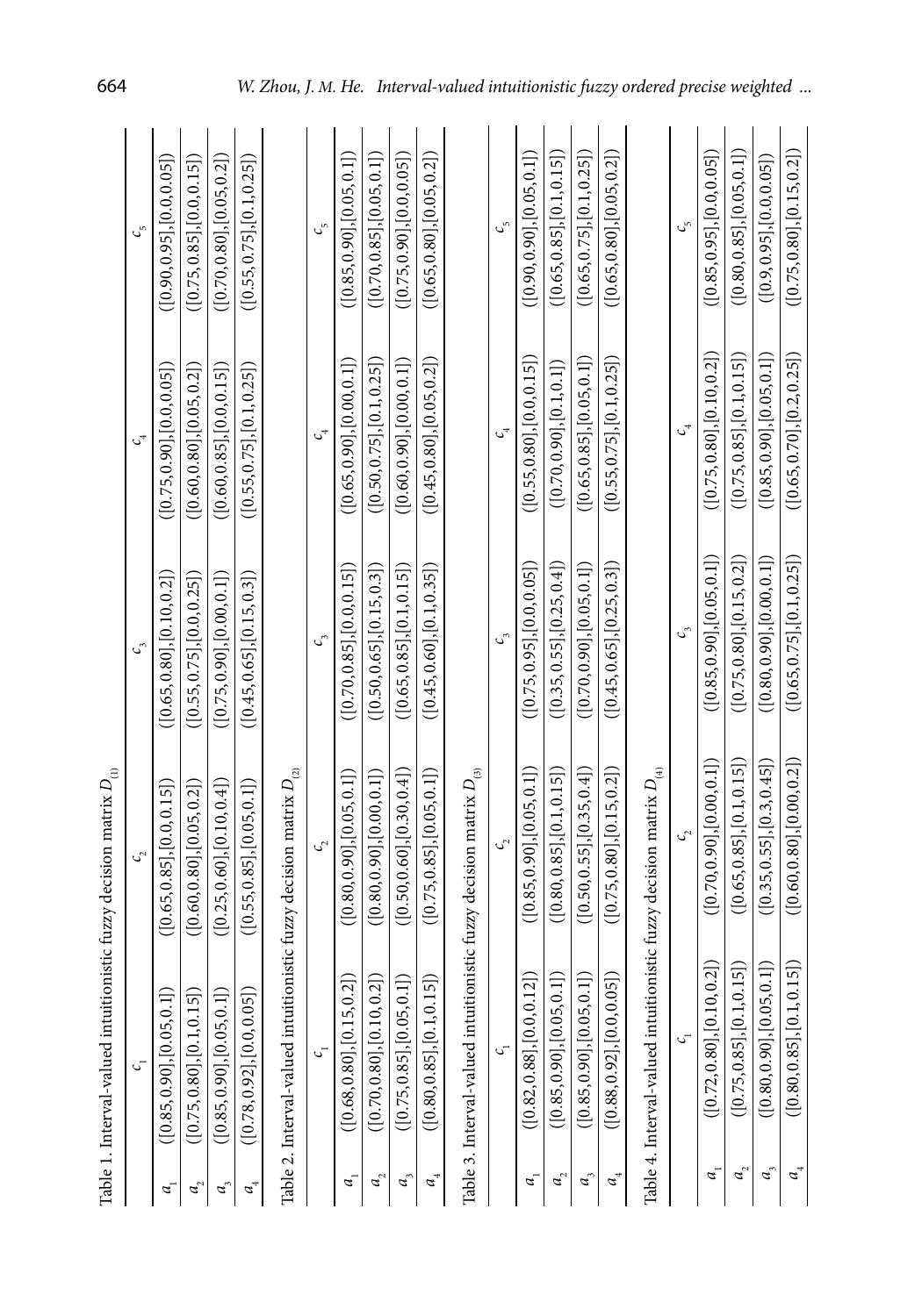Table 1. Interval-valued intuitionistic fuzzy decision matrix $D_{(1)}$

| | $c_1$ | $c_2$ | $c_3$ | $c_4$ | $c_5$ |
|---|---|---|---|---|---|
| $a_1$ | ([0.85,0.90],[0.05,0.1]) | ([0.65,0.85],[0.0,0.15]) | ([0.65,0.80],[0.10,0.2]) | ([0.75,0.90],[0.0,0.05]) | ([0.90,0.95],[0.0,0.05]) |
| $a_2$ | ([0.75,0.80],[0.1,0.15]) | ([0.60,0.80],[0.05,0.2]) | ([0.55,0.75],[0.0,0.25]) | ([0.60,0.80],[0.05,0.2]) | ([0.75,0.85],[0.0,0.15]) |
| $a_3$ | ([0.85,0.90],[0.05,0.1]) | ([0.25,0.60],[0.10,0.4]) | ([0.75,0.90],[0.00,0.1]) | ([0.60,0.85],[0.0,0.15]) | ([0.70,0.80],[0.05,0.2]) |
| $a_4$ | ([0.78,0.92],[0.0,0.05]) | ([0.55,0.85],[0.05,0.1]) | ([0.45,0.65],[0.15,0.3]) | ([0.55,0.75],[0.1,0.25]) | ([0.55,0.75],[0.1,0.25]) |

Table 2. Interval-valued intuitionistic fuzzy decision matrix $D_{(2)}$

| | $c_1$ | $c_2$ | $c_3$ | $c_4$ | $c_5$ |
|---|---|---|---|---|---|
| $a_1$ | ([0.68,0.80],[0.15,0.2]) | ([0.80,0.90],[0.05,0.1]) | ([0.70,0.85],[0.0,0.15]) | ([0.65,0.90],[0.00,0.1]) | ([0.85,0.90],[0.05,0.1]) |
| $a_2$ | ([0.70,0.80],[0.10,0.2]) | ([0.80,0.90],[0.00,0.1]) | ([0.50,0.65],[0.15,0.3]) | ([0.50,0.75],[0.1,0.25]) | ([0.70,0.85],[0.05,0.1]) |
| $a_3$ | ([0.75,0.85],[0.05,0.1]) | ([0.50,0.60],[0.30,0.4]) | ([0.65,0.85],[0.1,0.15]) | ([0.60,0.90],[0.00,0.1]) | ([0.75,0.90],[0.0,0.05]) |
| $a_4$ | ([0.80,0.85],[0.1,0.15]) | ([0.75,0.85],[0.05,0.1]) | ([0.45,0.60],[0.1,0.35]) | ([0.45,0.80],[0.05,0.2]) | ([0.65,0.80],[0.05,0.2]) |

Table 3. Interval-valued intuitionistic fuzzy decision matrix $D_{(3)}$

| | $c_1$ | $c_2$ | $c_3$ | $c_4$ | $c_5$ |
|---|---|---|---|---|---|
| $a_1$ | ([0.82,0.88],[0.0,0.12]) | ([0.85,0.90],[0.05,0.1]) | ([0.75,0.95],[0.0,0.05]) | ([0.55,0.80],[0.0,0.15]) | ([0.90,0.90],[0.05,0.1]) |
| $a_2$ | ([0.85,0.90],[0.05,0.1]) | ([0.80,0.85],[0.1,0.15]) | ([0.35,0.55],[0.25,0.4]) | ([0.70,0.90],[0.1,0.1]) | ([0.65,0.85],[0.1,0.15]) |
| $a_3$ | ([0.85,0.90],[0.05,0.1]) | ([0.50,0.55],[0.35,0.4]) | ([0.70,0.90],[0.05,0.1]) | ([0.65,0.85],[0.05,0.1]) | ([0.65,0.75],[0.1,0.25]) |
| $a_4$ | ([0.88,0.92],[0.0,0.05]) | ([0.75,0.80],[0.15,0.2]) | ([0.45,0.65],[0.25,0.3]) | ([0.55,0.75],[0.1,0.25]) | ([0.65,0.80],[0.05,0.2]) |

Table 4. Interval-valued intuitionistic fuzzy decision matrix $D_{(4)}$

| | $c_1$ | $c_2$ | $c_3$ | $c_4$ | $c_5$ |
|---|---|---|---|---|---|
| $a_1$ | ([0.72,0.80],[0.10,0.2]) | ([0.70,0.90],[0.00,0.1]) | ([0.85,0.90],[0.05,0.1]) | ([0.75,0.80],[0.10,0.2]) | ([0.85,0.95],[0.0,0.05]) |
| $a_2$ | ([0.75,0.85],[0.1,0.15]) | ([0.65,0.85],[0.1,0.15]) | ([0.75,0.80],[0.15,0.2]) | ([0.75,0.85],[0.1,0.15]) | ([0.80,0.85],[0.05,0.1]) |
| $a_3$ | ([0.80,0.90],[0.05,0.1]) | ([0.35,0.55],[0.3,0.45]) | ([0.80,0.90],[0.00,0.1]) | ([0.85,0.90],[0.05,0.1]) | ([0.9,0.95],[0.0,0.05]) |
| $a_4$ | ([0.80,0.85],[0.1,0.15]) | ([0.60,0.80],[0.00,0.2]) | ([0.65,0.75],[0.1,0.25]) | ([0.65,0.70],[0.2,0.25]) | ([0.75,0.80],[0.15,0.2]) |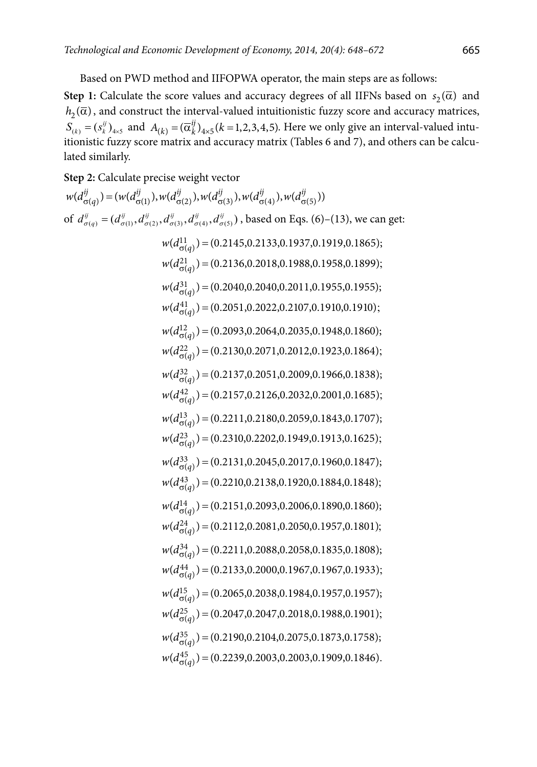Based on PWD method and IIFOPWA operator, the main steps are as follows:

**Step 1:** Calculate the score values and accuracy degrees of all IIFNs based on $s_2(\overline{\alpha})$ and $h_2(\overline{\alpha})$, and construct the interval-valued intuitionistic fuzzy score and accuracy matrices, $S_{(k)} = (s_k^{ij})_{4\times 5}$ and $A_{(k)} = (\overline{\alpha}_k^{ij})_{4\times 5} (k = 1,2,3,4,5)$. Here we only give an interval-valued intuitionistic fuzzy score matrix and accuracy matrix (Tables 6 and 7), and others can be calculated similarly.

**Step 2:** Calculate precise weight vector

$w(d_{\sigma(q)}^{ij}) = (w(d_{\sigma(1)}^{ij}), w(d_{\sigma(2)}^{ij}), w(d_{\sigma(3)}^{ij}), w(d_{\sigma(4)}^{ij}), w(d_{\sigma(5)}^{ij}))$

of $d_{\sigma(q)}^{ij} = (d_{\sigma(1)}^{ij}, d_{\sigma(2)}^{ij}, d_{\sigma(3)}^{ij}, d_{\sigma(4)}^{ij}, d_{\sigma(5)}^{ij})$, based on Eqs. (6)–(13), we can get:

$$w(d_{\sigma(q)}^{11}) = (0.2145, 0.2133, 0.1937, 0.1919, 0.1865);$$
$$w(d_{\sigma(q)}^{21}) = (0.2136, 0.2018, 0.1988, 0.1958, 0.1899);$$
$$w(d_{\sigma(q)}^{31}) = (0.2040, 0.2040, 0.2011, 0.1955, 0.1955);$$
$$w(d_{\sigma(q)}^{41}) = (0.2051, 0.2022, 0.2107, 0.1910, 0.1910);$$
$$w(d_{\sigma(q)}^{12}) = (0.2093, 0.2064, 0.2035, 0.1948, 0.1860);$$
$$w(d_{\sigma(q)}^{22}) = (0.2130, 0.2071, 0.2012, 0.1923, 0.1864);$$
$$w(d_{\sigma(q)}^{32}) = (0.2137, 0.2051, 0.2009, 0.1966, 0.1838);$$
$$w(d_{\sigma(q)}^{42}) = (0.2157, 0.2126, 0.2032, 0.2001, 0.1685);$$
$$w(d_{\sigma(q)}^{13}) = (0.2211, 0.2180, 0.2059, 0.1843, 0.1707);$$
$$w(d_{\sigma(q)}^{23}) = (0.2310, 0.2202, 0.1949, 0.1913, 0.1625);$$
$$w(d_{\sigma(q)}^{33}) = (0.2131, 0.2045, 0.2017, 0.1960, 0.1847);$$
$$w(d_{\sigma(q)}^{43}) = (0.2210, 0.2138, 0.1920, 0.1884, 0.1848);$$
$$w(d_{\sigma(q)}^{14}) = (0.2151, 0.2093, 0.2006, 0.1890, 0.1860);$$
$$w(d_{\sigma(q)}^{24}) = (0.2112, 0.2081, 0.2050, 0.1957, 0.1801);$$
$$w(d_{\sigma(q)}^{34}) = (0.2211, 0.2088, 0.2058, 0.1835, 0.1808);$$
$$w(d_{\sigma(q)}^{44}) = (0.2133, 0.2000, 0.1967, 0.1967, 0.1933);$$
$$w(d_{\sigma(q)}^{15}) = (0.2065, 0.2038, 0.1984, 0.1957, 0.1957);$$
$$w(d_{\sigma(q)}^{25}) = (0.2047, 0.2047, 0.2018, 0.1988, 0.1901);$$
$$w(d_{\sigma(q)}^{35}) = (0.2190, 0.2104, 0.2075, 0.1873, 0.1758);$$
$$w(d_{\sigma(q)}^{45}) = (0.2239, 0.2003, 0.2003, 0.1909, 0.1846).$$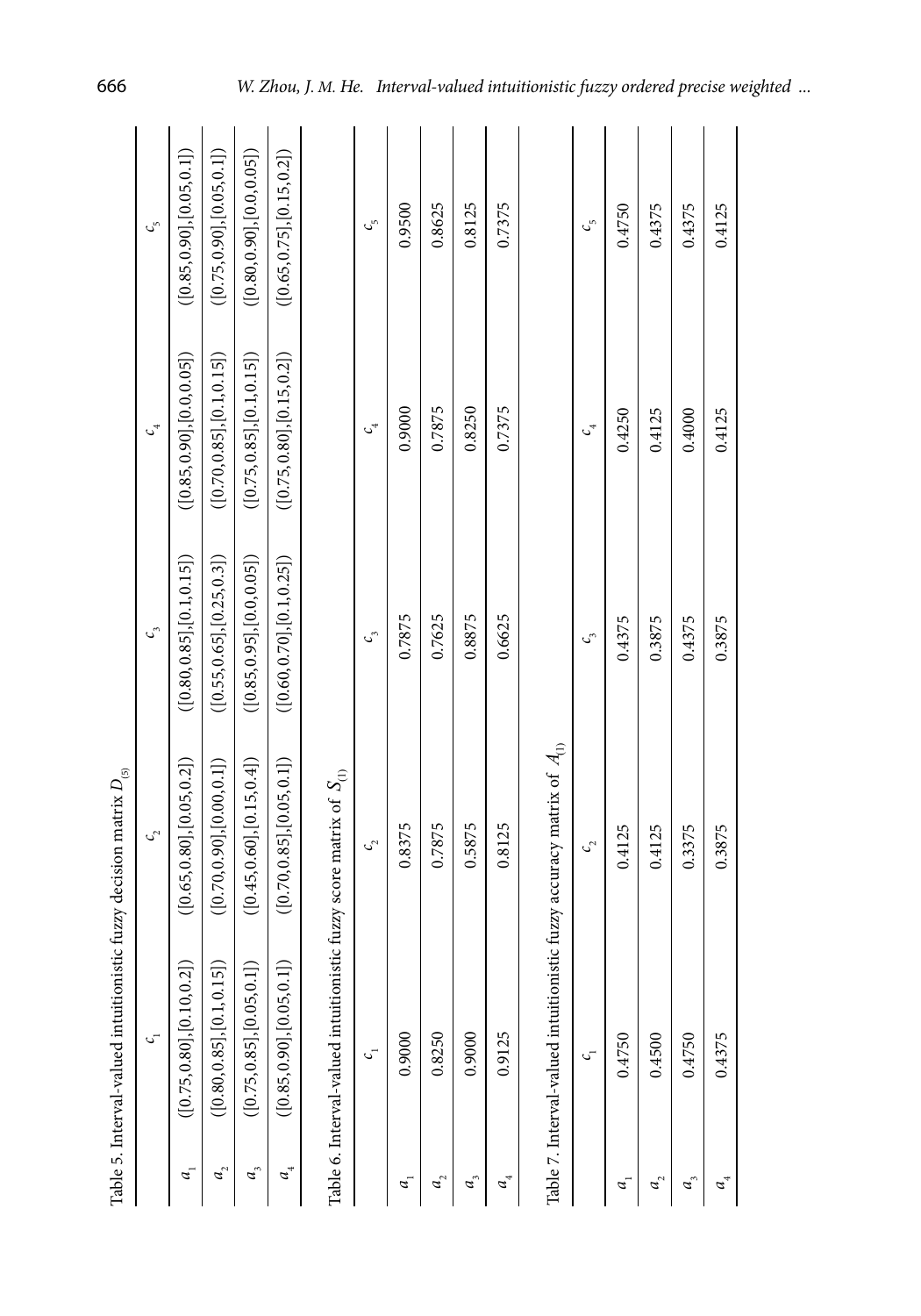Table 5. Interval-valued intuitionistic fuzzy decision matrix $D_{(5)}$

| | $c_1$ | $c_2$ | $c_3$ | $c_4$ | $c_5$ |
|---|---|---|---|---|---|
| $a_1$ | ([0.75,0.80],[0.10,0.2]) | ([0.65,0.80],[0.05,0.2]) | ([0.80,0.85],[0.1,0.15]) | ([0.85,0.90],[0.0,0.05]) | ([0.85,0.90],[0.05,0.1]) |
| $a_2$ | ([0.80,0.85],[0.1,0.15]) | ([0.70,0.90],[0.00,0.1]) | ([0.55,0.65],[0.25,0.3]) | ([0.70,0.85],[0.1,0.15]) | ([0.75,0.90],[0.05,0.1]) |
| $a_3$ | ([0.75,0.85],[0.05,0.1]) | ([0.45,0.60],[0.15,0.4]) | ([0.85,0.95],[0.0,0.05]) | ([0.75,0.85],[0.1,0.15]) | ([0.80,0.90],[0.0,0.05]) |
| $a_4$ | ([0.85,0.90],[0.05,0.1]) | ([0.70,0.85],[0.05,0.1]) | ([0.60,0.70],[0.1,0.25]) | ([0.75,0.80],[0.15,0.2]) | ([0.65,0.75],[0.15,0.2]) |

Table 6. Interval-valued intuitionistic fuzzy score matrix of $S_{(1)}$

| | $c_1$ | $c_2$ | $c_3$ | $c_4$ | $c_5$ |
|---|---|---|---|---|---|
| $a_1$ | 0.9000 | 0.8375 | 0.7875 | 0.9000 | 0.9500 |
| $a_2$ | 0.8250 | 0.7875 | 0.7625 | 0.7875 | 0.8625 |
| $a_3$ | 0.9000 | 0.5875 | 0.8875 | 0.8250 | 0.8125 |
| $a_4$ | 0.9125 | 0.8125 | 0.6625 | 0.7375 | 0.7375 |

Table 7. Interval-valued intuitionistic fuzzy accuracy matrix of $A_{(1)}$

| | $c_1$ | $c_2$ | $c_3$ | $c_4$ | $c_5$ |
|---|---|---|---|---|---|
| $a_1$ | 0.4750 | 0.4125 | 0.4375 | 0.4250 | 0.4750 |
| $a_2$ | 0.4500 | 0.4125 | 0.3875 | 0.4125 | 0.4375 |
| $a_3$ | 0.4750 | 0.3375 | 0.4375 | 0.4000 | 0.4375 |
| $a_4$ | 0.4375 | 0.3875 | 0.3875 | 0.4125 | 0.4125 |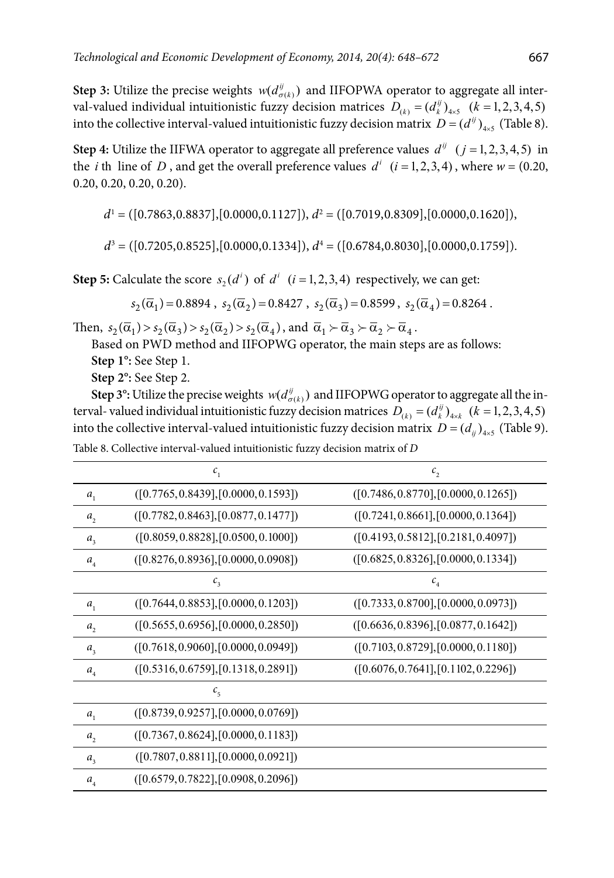**Step 3:** Utilize the precise weights $w(d^{ij}_{\sigma(k)})$ and IIFOPWA operator to aggregate all interval-valued individual intuitionistic fuzzy decision matrices $D_{(k)} = (d^{ij}_k)_{4\times 5}$ $(k = 1,2,3,4,5)$ into the collective interval-valued intuitionistic fuzzy decision matrix $D = (d^{ij})_{4\times 5}$ (Table 8).

**Step 4:** Utilize the IIFWA operator to aggregate all preference values $d^{ij}$ $(j = 1,2,3,4,5)$ in the $i$ th line of $D$, and get the overall preference values $d^i$ $(i = 1,2,3,4)$, where $w = (0.20, 0.20, 0.20, 0.20, 0.20)$.

$$d^1 = ([0.7863, 0.8837],[0.0000, 0.1127]),\ d^2 = ([0.7019, 0.8309],[0.0000, 0.1620]),$$

$$d^3 = ([0.7205, 0.8525],[0.0000, 0.1334]),\ d^4 = ([0.6784, 0.8030],[0.0000, 0.1759]).$$

**Step 5:** Calculate the score $s_2(d^i)$ of $d^i$ $(i = 1,2,3,4)$ respectively, we can get:

$$s_2(\overline{\alpha}_1) = 0.8894,\ s_2(\overline{\alpha}_2) = 0.8427,\ s_2(\overline{\alpha}_3) = 0.8599,\ s_2(\overline{\alpha}_4) = 0.8264.$$

Then, $s_2(\overline{\alpha}_1) > s_2(\overline{\alpha}_3) > s_2(\overline{\alpha}_2) > s_2(\overline{\alpha}_4)$, and $\overline{\alpha}_1 \succ \overline{\alpha}_3 \succ \overline{\alpha}_2 \succ \overline{\alpha}_4$.

Based on PWD method and IIFOPWG operator, the main steps are as follows:

**Step 1°:** See Step 1.

**Step 2°:** See Step 2.

**Step 3°:** Utilize the precise weights $w(d^{ij}_{\sigma(k)})$ and IIFOPWG operator to aggregate all the interval- valued individual intuitionistic fuzzy decision matrices $D_{(k)} = (d^{ij}_k)_{4\times k}$ $(k = 1,2,3,4,5)$ into the collective interval-valued intuitionistic fuzzy decision matrix $D = (d_{ij})_{4\times 5}$ (Table 9).

Table 8. Collective interval-valued intuitionistic fuzzy decision matrix of $D$

| | $c_1$ | $c_2$ |
|---|---|---|
| $a_1$ | ([0.7765, 0.8439],[0.0000, 0.1593]) | ([0.7486, 0.8770],[0.0000, 0.1265]) |
| $a_2$ | ([0.7782, 0.8463],[0.0877, 0.1477]) | ([0.7241, 0.8661],[0.0000, 0.1364]) |
| $a_3$ | ([0.8059, 0.8828],[0.0500, 0.1000]) | ([0.4193, 0.5812],[0.2181, 0.4097]) |
| $a_4$ | ([0.8276, 0.8936],[0.0000, 0.0908]) | ([0.6825, 0.8326],[0.0000, 0.1334]) |
| | $c_3$ | $c_4$ |
| $a_1$ | ([0.7644, 0.8853],[0.0000, 0.1203]) | ([0.7333, 0.8700],[0.0000, 0.0973]) |
| $a_2$ | ([0.5655, 0.6956],[0.0000, 0.2850]) | ([0.6636, 0.8396],[0.0877, 0.1642]) |
| $a_3$ | ([0.7618, 0.9060],[0.0000, 0.0949]) | ([0.7103, 0.8729],[0.0000, 0.1180]) |
| $a_4$ | ([0.5316, 0.6759],[0.1318, 0.2891]) | ([0.6076, 0.7641],[0.1102, 0.2296]) |
| | $c_5$ | |
| $a_1$ | ([0.8739, 0.9257],[0.0000, 0.0769]) | |
| $a_2$ | ([0.7367, 0.8624],[0.0000, 0.1183]) | |
| $a_3$ | ([0.7807, 0.8811],[0.0000, 0.0921]) | |
| $a_4$ | ([0.6579, 0.7822],[0.0908, 0.2096]) | |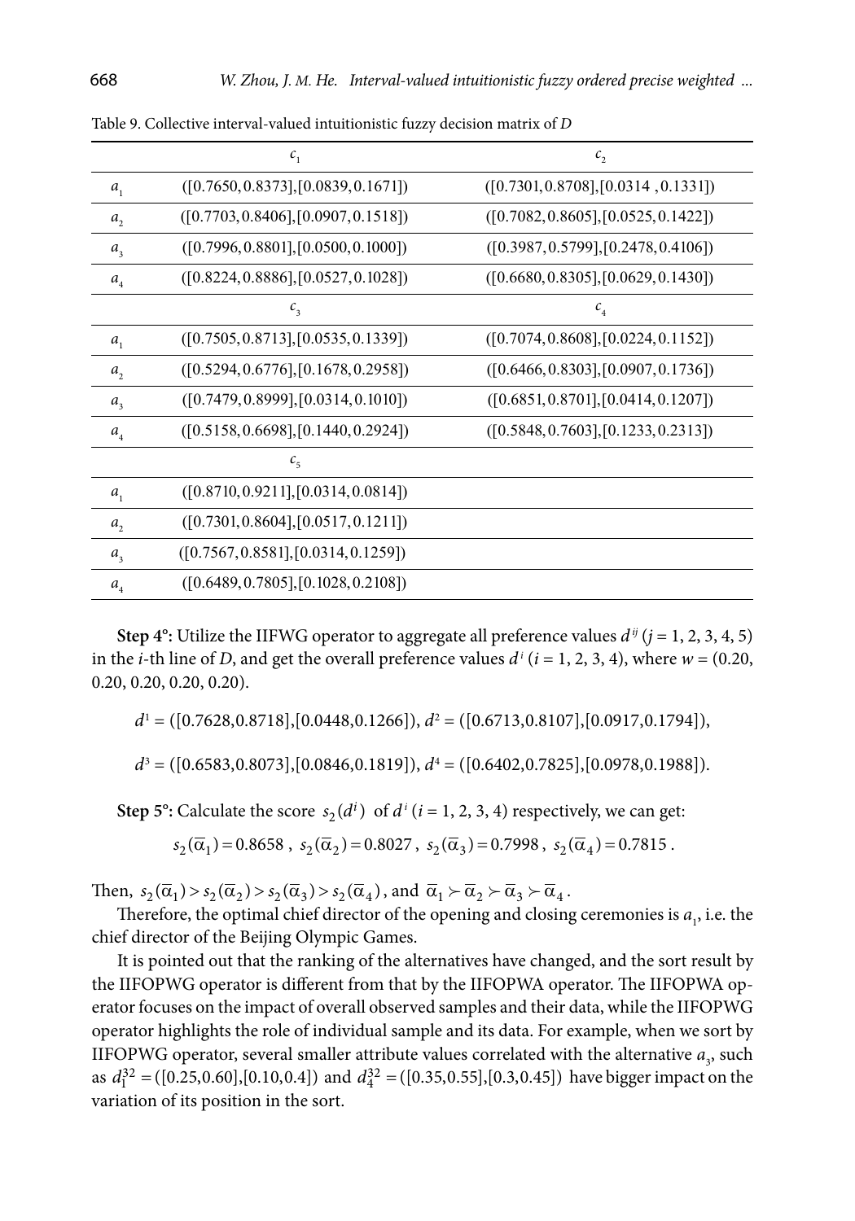Table 9. Collective interval-valued intuitionistic fuzzy decision matrix of $D$

| | $c_1$ | $c_2$ |
|---|---|---|
| $a_1$ | $([0.7650, 0.8373],[0.0839, 0.1671])$ | $([0.7301, 0.8708],[0.0314\ , 0.1331])$ |
| $a_2$ | $([0.7703, 0.8406],[0.0907, 0.1518])$ | $([0.7082, 0.8605],[0.0525, 0.1422])$ |
| $a_3$ | $([0.7996, 0.8801],[0.0500, 0.1000])$ | $([0.3987, 0.5799],[0.2478, 0.4106])$ |
| $a_4$ | $([0.8224, 0.8886],[0.0527, 0.1028])$ | $([0.6680, 0.8305],[0.0629, 0.1430])$ |
| | $c_3$ | $c_4$ |
| $a_1$ | $([0.7505, 0.8713],[0.0535, 0.1339])$ | $([0.7074, 0.8608],[0.0224, 0.1152])$ |
| $a_2$ | $([0.5294, 0.6776],[0.1678, 0.2958])$ | $([0.6466, 0.8303],[0.0907, 0.1736])$ |
| $a_3$ | $([0.7479, 0.8999],[0.0314, 0.1010])$ | $([0.6851, 0.8701],[0.0414, 0.1207])$ |
| $a_4$ | $([0.5158, 0.6698],[0.1440, 0.2924])$ | $([0.5848, 0.7603],[0.1233, 0.2313])$ |
| | $c_5$ | |
| $a_1$ | $([0.8710, 0.9211],[0.0314, 0.0814])$ | |
| $a_2$ | $([0.7301, 0.8604],[0.0517, 0.1211])$ | |
| $a_3$ | $([0.7567, 0.8581],[0.0314, 0.1259])$ | |
| $a_4$ | $([0.6489, 0.7805],[0.1028, 0.2108])$ | |

**Step 4°:** Utilize the IIFWG operator to aggregate all preference values $d^{ij}$ ($j = 1, 2, 3, 4, 5$) in the $i$-th line of $D$, and get the overall preference values $d^i$ ($i = 1, 2, 3, 4$), where $w = (0.20, 0.20, 0.20, 0.20, 0.20)$.

$d^1 = ([0.7628, 0.8718],[0.0448, 0.1266])$, $d^2 = ([0.6713, 0.8107],[0.0917, 0.1794])$,

$d^3 = ([0.6583, 0.8073],[0.0846, 0.1819])$, $d^4 = ([0.6402, 0.7825],[0.0978, 0.1988])$.

**Step 5°:** Calculate the score $s_2(d^i)$ of $d^i$ ($i = 1, 2, 3, 4$) respectively, we can get:

$$s_2(\overline{\alpha}_1) = 0.8658\ ,\ s_2(\overline{\alpha}_2) = 0.8027\ ,\ s_2(\overline{\alpha}_3) = 0.7998\ ,\ s_2(\overline{\alpha}_4) = 0.7815\ .$$

Then, $s_2(\overline{\alpha}_1) > s_2(\overline{\alpha}_2) > s_2(\overline{\alpha}_3) > s_2(\overline{\alpha}_4)$, and $\overline{\alpha}_1 \succ \overline{\alpha}_2 \succ \overline{\alpha}_3 \succ \overline{\alpha}_4$.

Therefore, the optimal chief director of the opening and closing ceremonies is $a_1$, i.e. the chief director of the Beijing Olympic Games.

It is pointed out that the ranking of the alternatives have changed, and the sort result by the IIFOPWG operator is different from that by the IIFOPWA operator. The IIFOPWA operator focuses on the impact of overall observed samples and their data, while the IIFOPWG operator highlights the role of individual sample and its data. For example, when we sort by IIFOPWG operator, several smaller attribute values correlated with the alternative $a_3$, such as $d_1^{32} = ([0.25, 0.60],[0.10, 0.4])$ and $d_4^{32} = ([0.35, 0.55],[0.3, 0.45])$ have bigger impact on the variation of its position in the sort.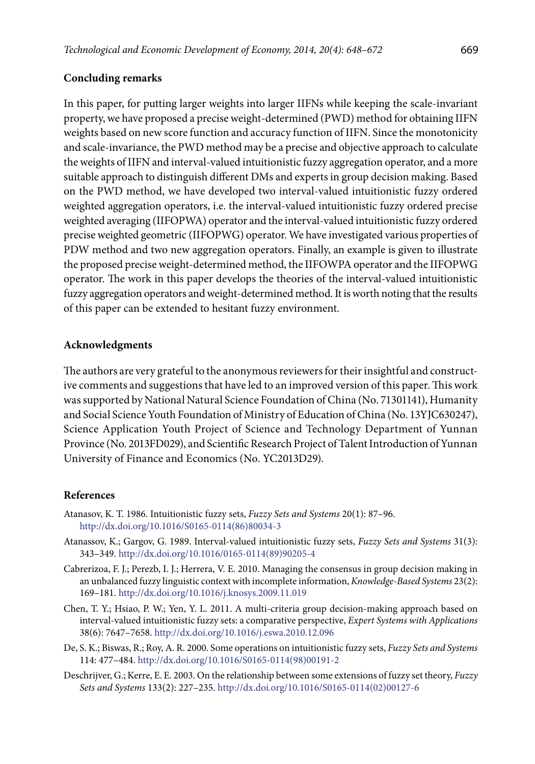## Concluding remarks

In this paper, for putting larger weights into larger IIFNs while keeping the scale-invariant property, we have proposed a precise weight-determined (PWD) method for obtaining IIFN weights based on new score function and accuracy function of IIFN. Since the monotonicity and scale-invariance, the PWD method may be a precise and objective approach to calculate the weights of IIFN and interval-valued intuitionistic fuzzy aggregation operator, and a more suitable approach to distinguish different DMs and experts in group decision making. Based on the PWD method, we have developed two interval-valued intuitionistic fuzzy ordered weighted aggregation operators, i.e. the interval-valued intuitionistic fuzzy ordered precise weighted averaging (IIFOPWA) operator and the interval-valued intuitionistic fuzzy ordered precise weighted geometric (IIFOPWG) operator. We have investigated various properties of PDW method and two new aggregation operators. Finally, an example is given to illustrate the proposed precise weight-determined method, the IIFOWPA operator and the IIFOPWG operator. The work in this paper develops the theories of the interval-valued intuitionistic fuzzy aggregation operators and weight-determined method. It is worth noting that the results of this paper can be extended to hesitant fuzzy environment.

## Acknowledgments

The authors are very grateful to the anonymous reviewers for their insightful and constructive comments and suggestions that have led to an improved version of this paper. This work was supported by National Natural Science Foundation of China (No. 71301141), Humanity and Social Science Youth Foundation of Ministry of Education of China (No. 13YJC630247), Science Application Youth Project of Science and Technology Department of Yunnan Province (No. 2013FD029), and Scientific Research Project of Talent Introduction of Yunnan University of Finance and Economics (No. YC2013D29).

## References

Atanasov, K. T. 1986. Intuitionistic fuzzy sets, *Fuzzy Sets and Systems* 20(1): 87–96. http://dx.doi.org/10.1016/S0165-0114(86)80034-3

Atanassov, K.; Gargov, G. 1989. Interval-valued intuitionistic fuzzy sets, *Fuzzy Sets and Systems* 31(3): 343–349. http://dx.doi.org/10.1016/0165-0114(89)90205-4

Cabrerizoa, F. J.; Perezb, I. J.; Herrera, V. E. 2010. Managing the consensus in group decision making in an unbalanced fuzzy linguistic context with incomplete information, *Knowledge-Based Systems* 23(2): 169–181. http://dx.doi.org/10.1016/j.knosys.2009.11.019

Chen, T. Y.; Hsiao, P. W.; Yen, Y. L. 2011. A multi-criteria group decision-making approach based on interval-valued intuitionistic fuzzy sets: a comparative perspective, *Expert Systems with Applications* 38(6): 7647–7658. http://dx.doi.org/10.1016/j.eswa.2010.12.096

De, S. K.; Biswas, R.; Roy, A. R. 2000. Some operations on intuitionistic fuzzy sets, *Fuzzy Sets and Systems* 114: 477–484. http://dx.doi.org/10.1016/S0165-0114(98)00191-2

Deschrijver, G.; Kerre, E. E. 2003. On the relationship between some extensions of fuzzy set theory, *Fuzzy Sets and Systems* 133(2): 227–235. http://dx.doi.org/10.1016/S0165-0114(02)00127-6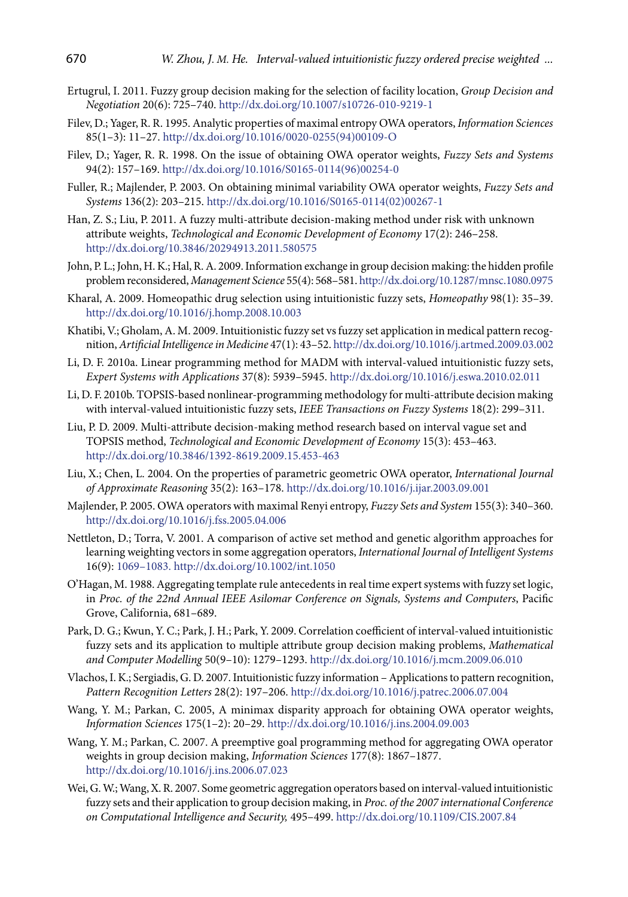Ertugrul, I. 2011. Fuzzy group decision making for the selection of facility location, *Group Decision and Negotiation* 20(6): 725–740. http://dx.doi.org/10.1007/s10726-010-9219-1

Filev, D.; Yager, R. R. 1995. Analytic properties of maximal entropy OWA operators, *Information Sciences* 85(1–3): 11–27. http://dx.doi.org/10.1016/0020-0255(94)00109-O

Filev, D.; Yager, R. R. 1998. On the issue of obtaining OWA operator weights, *Fuzzy Sets and Systems* 94(2): 157–169. http://dx.doi.org/10.1016/S0165-0114(96)00254-0

Fuller, R.; Majlender, P. 2003. On obtaining minimal variability OWA operator weights, *Fuzzy Sets and Systems* 136(2): 203–215. http://dx.doi.org/10.1016/S0165-0114(02)00267-1

Han, Z. S.; Liu, P. 2011. A fuzzy multi-attribute decision-making method under risk with unknown attribute weights, *Technological and Economic Development of Economy* 17(2): 246–258. http://dx.doi.org/10.3846/20294913.2011.580575

John, P. L.; John, H. K.; Hal, R. A. 2009. Information exchange in group decision making: the hidden profile problem reconsidered, *Management Science* 55(4): 568–581. http://dx.doi.org/10.1287/mnsc.1080.0975

Kharal, A. 2009. Homeopathic drug selection using intuitionistic fuzzy sets, *Homeopathy* 98(1): 35–39. http://dx.doi.org/10.1016/j.homp.2008.10.003

Khatibi, V.; Gholam, A. M. 2009. Intuitionistic fuzzy set vs fuzzy set application in medical pattern recognition, *Artificial Intelligence in Medicine* 47(1): 43–52. http://dx.doi.org/10.1016/j.artmed.2009.03.002

Li, D. F. 2010a. Linear programming method for MADM with interval-valued intuitionistic fuzzy sets, *Expert Systems with Applications* 37(8): 5939–5945. http://dx.doi.org/10.1016/j.eswa.2010.02.011

Li, D. F. 2010b. TOPSIS-based nonlinear-programming methodology for multi-attribute decision making with interval-valued intuitionistic fuzzy sets, *IEEE Transactions on Fuzzy Systems* 18(2): 299–311.

Liu, P. D. 2009. Multi-attribute decision-making method research based on interval vague set and TOPSIS method, *Technological and Economic Development of Economy* 15(3): 453–463. http://dx.doi.org/10.3846/1392-8619.2009.15.453-463

Liu, X.; Chen, L. 2004. On the properties of parametric geometric OWA operator, *International Journal of Approximate Reasoning* 35(2): 163–178. http://dx.doi.org/10.1016/j.ijar.2003.09.001

Majlender, P. 2005. OWA operators with maximal Renyi entropy, *Fuzzy Sets and System* 155(3): 340–360. http://dx.doi.org/10.1016/j.fss.2005.04.006

Nettleton, D.; Torra, V. 2001. A comparison of active set method and genetic algorithm approaches for learning weighting vectors in some aggregation operators, *International Journal of Intelligent Systems* 16(9): 1069–1083. http://dx.doi.org/10.1002/int.1050

O'Hagan, M. 1988. Aggregating template rule antecedents in real time expert systems with fuzzy set logic, in *Proc. of the 22nd Annual IEEE Asilomar Conference on Signals, Systems and Computers*, Pacific Grove, California, 681–689.

Park, D. G.; Kwun, Y. C.; Park, J. H.; Park, Y. 2009. Correlation coefficient of interval-valued intuitionistic fuzzy sets and its application to multiple attribute group decision making problems, *Mathematical and Computer Modelling* 50(9–10): 1279–1293. http://dx.doi.org/10.1016/j.mcm.2009.06.010

Vlachos, I. K.; Sergiadis, G. D. 2007. Intuitionistic fuzzy information – Applications to pattern recognition, *Pattern Recognition Letters* 28(2): 197–206. http://dx.doi.org/10.1016/j.patrec.2006.07.004

Wang, Y. M.; Parkan, C. 2005, A minimax disparity approach for obtaining OWA operator weights, *Information Sciences* 175(1–2): 20–29. http://dx.doi.org/10.1016/j.ins.2004.09.003

Wang, Y. M.; Parkan, C. 2007. A preemptive goal programming method for aggregating OWA operator weights in group decision making, *Information Sciences* 177(8): 1867–1877. http://dx.doi.org/10.1016/j.ins.2006.07.023

Wei, G. W.; Wang, X. R. 2007. Some geometric aggregation operators based on interval-valued intuitionistic fuzzy sets and their application to group decision making, in *Proc. of the 2007 international Conference on Computational Intelligence and Security,* 495–499. http://dx.doi.org/10.1109/CIS.2007.84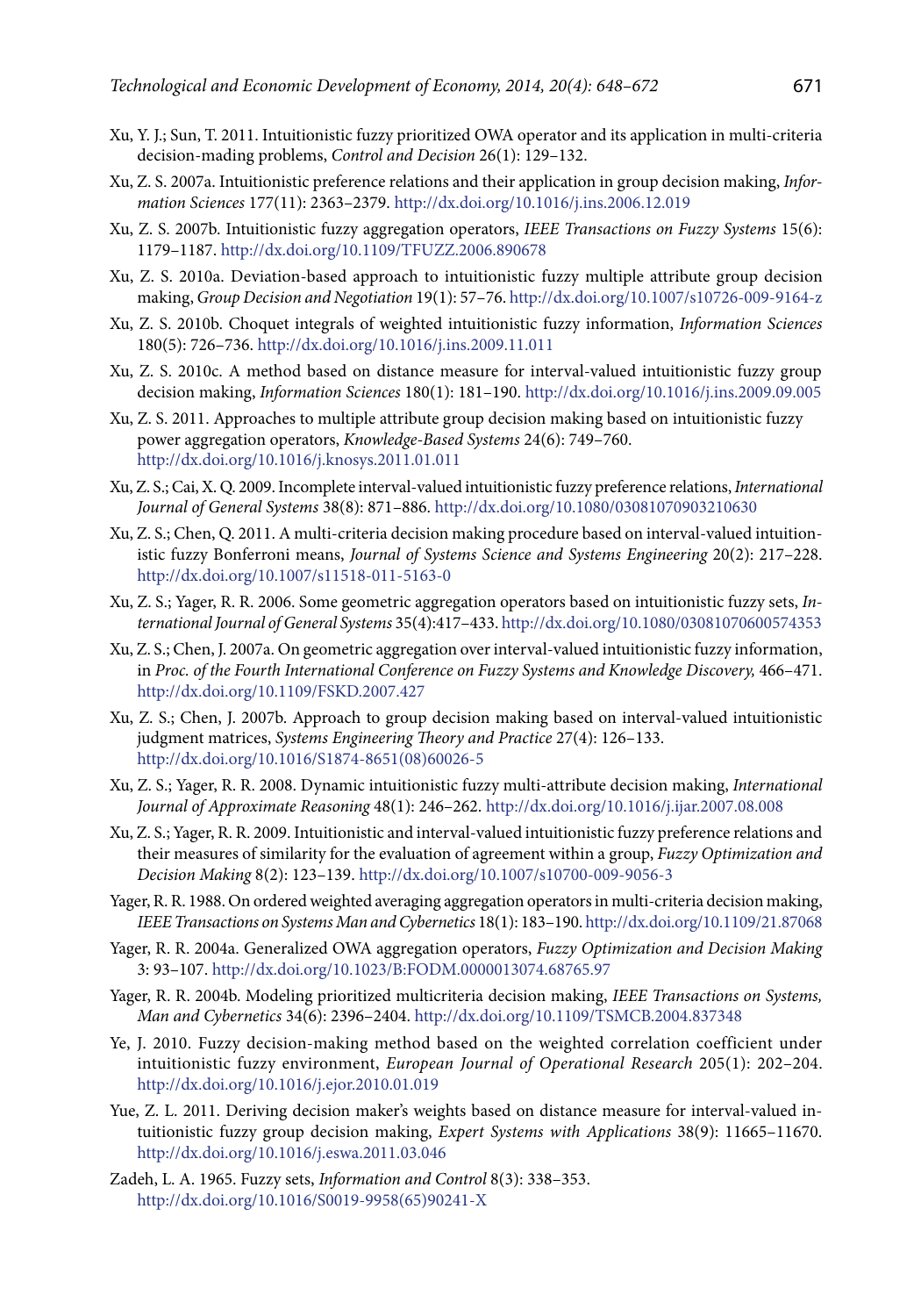Xu, Y. J.; Sun, T. 2011. Intuitionistic fuzzy prioritized OWA operator and its application in multi-criteria decision-mading problems, *Control and Decision* 26(1): 129–132.

Xu, Z. S. 2007a. Intuitionistic preference relations and their application in group decision making, *Information Sciences* 177(11): 2363–2379. http://dx.doi.org/10.1016/j.ins.2006.12.019

Xu, Z. S. 2007b. Intuitionistic fuzzy aggregation operators, *IEEE Transactions on Fuzzy Systems* 15(6): 1179–1187. http://dx.doi.org/10.1109/TFUZZ.2006.890678

Xu, Z. S. 2010a. Deviation-based approach to intuitionistic fuzzy multiple attribute group decision making, *Group Decision and Negotiation* 19(1): 57–76. http://dx.doi.org/10.1007/s10726-009-9164-z

Xu, Z. S. 2010b. Choquet integrals of weighted intuitionistic fuzzy information, *Information Sciences* 180(5): 726–736. http://dx.doi.org/10.1016/j.ins.2009.11.011

Xu, Z. S. 2010c. A method based on distance measure for interval-valued intuitionistic fuzzy group decision making, *Information Sciences* 180(1): 181–190. http://dx.doi.org/10.1016/j.ins.2009.09.005

Xu, Z. S. 2011. Approaches to multiple attribute group decision making based on intuitionistic fuzzy power aggregation operators, *Knowledge-Based Systems* 24(6): 749–760. http://dx.doi.org/10.1016/j.knosys.2011.01.011

Xu, Z. S.; Cai, X. Q. 2009. Incomplete interval-valued intuitionistic fuzzy preference relations, *International Journal of General Systems* 38(8): 871–886. http://dx.doi.org/10.1080/03081070903210630

Xu, Z. S.; Chen, Q. 2011. A multi-criteria decision making procedure based on interval-valued intuitionistic fuzzy Bonferroni means, *Journal of Systems Science and Systems Engineering* 20(2): 217–228. http://dx.doi.org/10.1007/s11518-011-5163-0

Xu, Z. S.; Yager, R. R. 2006. Some geometric aggregation operators based on intuitionistic fuzzy sets, *International Journal of General Systems* 35(4):417–433. http://dx.doi.org/10.1080/03081070600574353

Xu, Z. S.; Chen, J. 2007a. On geometric aggregation over interval-valued intuitionistic fuzzy information, in *Proc. of the Fourth International Conference on Fuzzy Systems and Knowledge Discovery,* 466–471. http://dx.doi.org/10.1109/FSKD.2007.427

Xu, Z. S.; Chen, J. 2007b. Approach to group decision making based on interval-valued intuitionistic judgment matrices, *Systems Engineering Theory and Practice* 27(4): 126–133. http://dx.doi.org/10.1016/S1874-8651(08)60026-5

Xu, Z. S.; Yager, R. R. 2008. Dynamic intuitionistic fuzzy multi-attribute decision making, *International Journal of Approximate Reasoning* 48(1): 246–262. http://dx.doi.org/10.1016/j.ijar.2007.08.008

Xu, Z. S.; Yager, R. R. 2009. Intuitionistic and interval-valued intuitionistic fuzzy preference relations and their measures of similarity for the evaluation of agreement within a group, *Fuzzy Optimization and Decision Making* 8(2): 123–139. http://dx.doi.org/10.1007/s10700-009-9056-3

Yager, R. R. 1988. On ordered weighted averaging aggregation operators in multi-criteria decision making, *IEEE Transactions on Systems Man and Cybernetics* 18(1): 183–190. http://dx.doi.org/10.1109/21.87068

Yager, R. R. 2004a. Generalized OWA aggregation operators, *Fuzzy Optimization and Decision Making* 3: 93–107. http://dx.doi.org/10.1023/B:FODM.0000013074.68765.97

Yager, R. R. 2004b. Modeling prioritized multicriteria decision making, *IEEE Transactions on Systems, Man and Cybernetics* 34(6): 2396–2404. http://dx.doi.org/10.1109/TSMCB.2004.837348

Ye, J. 2010. Fuzzy decision-making method based on the weighted correlation coefficient under intuitionistic fuzzy environment, *European Journal of Operational Research* 205(1): 202–204. http://dx.doi.org/10.1016/j.ejor.2010.01.019

Yue, Z. L. 2011. Deriving decision maker's weights based on distance measure for interval-valued intuitionistic fuzzy group decision making, *Expert Systems with Applications* 38(9): 11665–11670. http://dx.doi.org/10.1016/j.eswa.2011.03.046

Zadeh, L. A. 1965. Fuzzy sets, *Information and Control* 8(3): 338–353. http://dx.doi.org/10.1016/S0019-9958(65)90241-X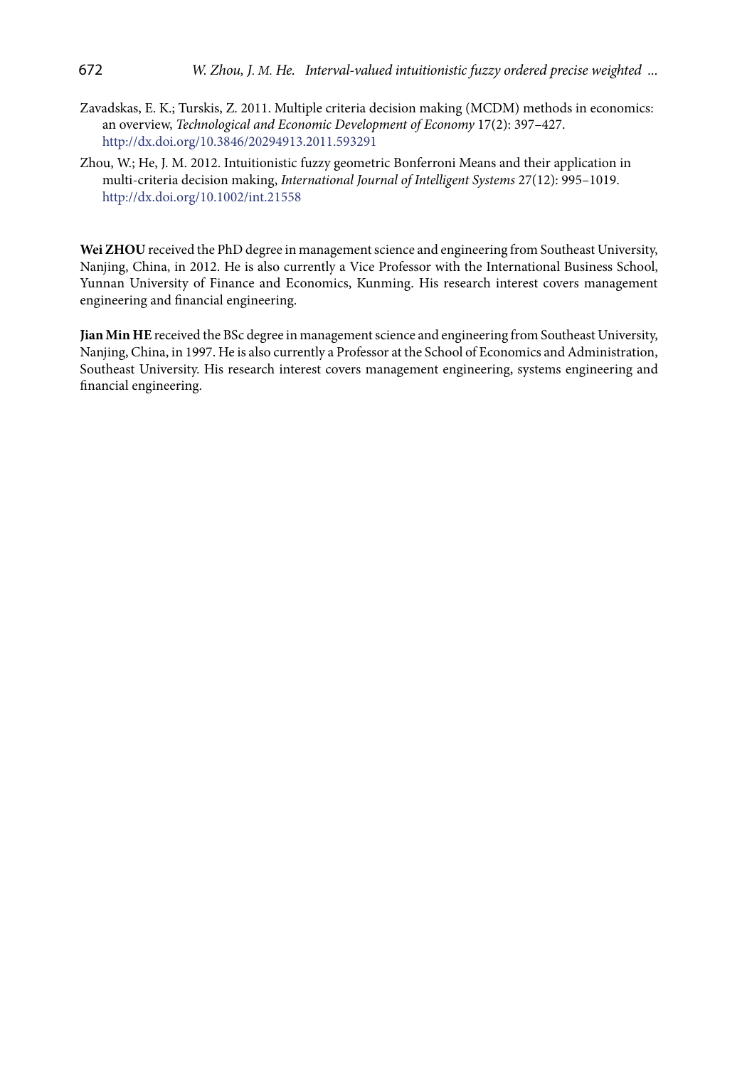Zavadskas, E. K.; Turskis, Z. 2011. Multiple criteria decision making (MCDM) methods in economics: an overview, *Technological and Economic Development of Economy* 17(2): 397–427. http://dx.doi.org/10.3846/20294913.2011.593291

Zhou, W.; He, J. M. 2012. Intuitionistic fuzzy geometric Bonferroni Means and their application in multi-criteria decision making, *International Journal of Intelligent Systems* 27(12): 995–1019. http://dx.doi.org/10.1002/int.21558

**Wei ZHOU** received the PhD degree in management science and engineering from Southeast University, Nanjing, China, in 2012. He is also currently a Vice Professor with the International Business School, Yunnan University of Finance and Economics, Kunming. His research interest covers management engineering and financial engineering.

**Jian Min HE** received the BSc degree in management science and engineering from Southeast University, Nanjing, China, in 1997. He is also currently a Professor at the School of Economics and Administration, Southeast University. His research interest covers management engineering, systems engineering and financial engineering.